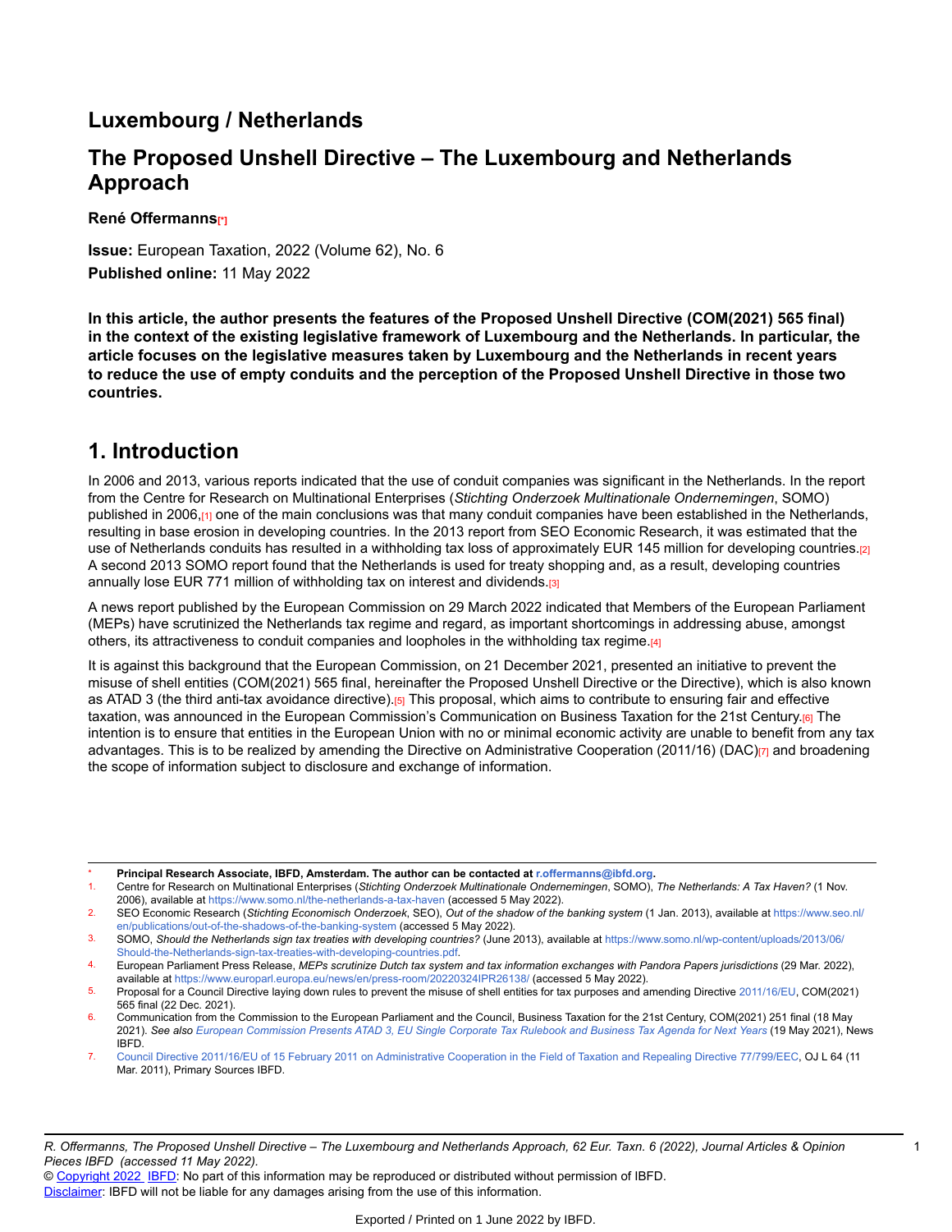# Luxembourg / Netherlands

# The Proposed Unshell Directive – The Luxembourg and Netherlands Approach

**René Offermanns**[*]

**Issue:** European Taxation, 2022 (Volume 62), No. 6

**Published online:** 11 May 2022

**In this article, the author presents the features of the Proposed Unshell Directive (COM(2021) 565 final) in the context of the existing legislative framework of Luxembourg and the Netherlands. In particular, the article focuses on the legislative measures taken by Luxembourg and the Netherlands in recent years to reduce the use of empty conduits and the perception of the Proposed Unshell Directive in those two countries.**

## 1. Introduction

In 2006 and 2013, various reports indicated that the use of conduit companies was significant in the Netherlands. In the report from the Centre for Research on Multinational Enterprises (*Stichting Onderzoek Multinationale Ondernemingen*, SOMO) published in 2006,[1] one of the main conclusions was that many conduit companies have been established in the Netherlands, resulting in base erosion in developing countries. In the 2013 report from SEO Economic Research, it was estimated that the use of Netherlands conduits has resulted in a withholding tax loss of approximately EUR 145 million for developing countries.[2] A second 2013 SOMO report found that the Netherlands is used for treaty shopping and, as a result, developing countries annually lose EUR 771 million of withholding tax on interest and dividends.[3]

A news report published by the European Commission on 29 March 2022 indicated that Members of the European Parliament (MEPs) have scrutinized the Netherlands tax regime and regard, as important shortcomings in addressing abuse, amongst others, its attractiveness to conduit companies and loopholes in the withholding tax regime.[4]

It is against this background that the European Commission, on 21 December 2021, presented an initiative to prevent the misuse of shell entities (COM(2021) 565 final, hereinafter the Proposed Unshell Directive or the Directive), which is also known as ATAD 3 (the third anti-tax avoidance directive).[5] This proposal, which aims to contribute to ensuring fair and effective taxation, was announced in the European Commission's Communication on Business Taxation for the 21st Century.[6] The intention is to ensure that entities in the European Union with no or minimal economic activity are unable to benefit from any tax advantages. This is to be realized by amending the Directive on Administrative Cooperation (2011/16) (DAC)[7] and broadening the scope of information subject to disclosure and exchange of information.

---

\* **Principal Research Associate, IBFD, Amsterdam. The author can be contacted at r.offermanns@ibfd.org.**

1. Centre for Research on Multinational Enterprises (*Stichting Onderzoek Multinationale Ondernemingen*, SOMO), *The Netherlands: A Tax Haven?* (1 Nov. 2006), available at https://www.somo.nl/the-netherlands-a-tax-haven (accessed 5 May 2022).
2. SEO Economic Research (*Stichting Economisch Onderzoek*, SEO), *Out of the shadow of the banking system* (1 Jan. 2013), available at https://www.seo.nl/en/publications/out-of-the-shadows-of-the-banking-system (accessed 5 May 2022).
3. SOMO, *Should the Netherlands sign tax treaties with developing countries?* (June 2013), available at https://www.somo.nl/wp-content/uploads/2013/06/Should-the-Netherlands-sign-tax-treaties-with-developing-countries.pdf.
4. European Parliament Press Release, *MEPs scrutinize Dutch tax system and tax information exchanges with Pandora Papers jurisdictions* (29 Mar. 2022), available at https://www.europarl.europa.eu/news/en/press-room/20220324IPR26138/ (accessed 5 May 2022).
5. Proposal for a Council Directive laying down rules to prevent the misuse of shell entities for tax purposes and amending Directive 2011/16/EU, COM(2021) 565 final (22 Dec. 2021).
6. Communication from the Commission to the European Parliament and the Council, Business Taxation for the 21st Century, COM(2021) 251 final (18 May 2021). *See also European Commission Presents ATAD 3, EU Single Corporate Tax Rulebook and Business Tax Agenda for Next Years* (19 May 2021), News IBFD.
7. Council Directive 2011/16/EU of 15 February 2011 on Administrative Cooperation in the Field of Taxation and Repealing Directive 77/799/EEC, OJ L 64 (11 Mar. 2011), Primary Sources IBFD.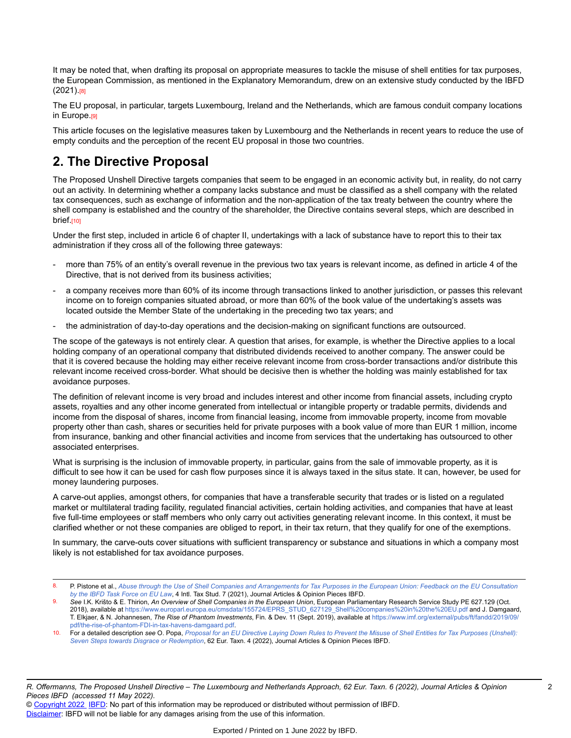It may be noted that, when drafting its proposal on appropriate measures to tackle the misuse of shell entities for tax purposes, the European Commission, as mentioned in the Explanatory Memorandum, drew on an extensive study conducted by the IBFD (2021).[8]

The EU proposal, in particular, targets Luxembourg, Ireland and the Netherlands, which are famous conduit company locations in Europe.[9]

This article focuses on the legislative measures taken by Luxembourg and the Netherlands in recent years to reduce the use of empty conduits and the perception of the recent EU proposal in those two countries.

## 2. The Directive Proposal

The Proposed Unshell Directive targets companies that seem to be engaged in an economic activity but, in reality, do not carry out an activity. In determining whether a company lacks substance and must be classified as a shell company with the related tax consequences, such as exchange of information and the non-application of the tax treaty between the country where the shell company is established and the country of the shareholder, the Directive contains several steps, which are described in brief.[10]

Under the first step, included in article 6 of chapter II, undertakings with a lack of substance have to report this to their tax administration if they cross all of the following three gateways:

- more than 75% of an entity's overall revenue in the previous two tax years is relevant income, as defined in article 4 of the Directive, that is not derived from its business activities;
- a company receives more than 60% of its income through transactions linked to another jurisdiction, or passes this relevant income on to foreign companies situated abroad, or more than 60% of the book value of the undertaking's assets was located outside the Member State of the undertaking in the preceding two tax years; and
- the administration of day-to-day operations and the decision-making on significant functions are outsourced.

The scope of the gateways is not entirely clear. A question that arises, for example, is whether the Directive applies to a local holding company of an operational company that distributed dividends received to another company. The answer could be that it is covered because the holding may either receive relevant income from cross-border transactions and/or distribute this relevant income received cross-border. What should be decisive then is whether the holding was mainly established for tax avoidance purposes.

The definition of relevant income is very broad and includes interest and other income from financial assets, including crypto assets, royalties and any other income generated from intellectual or intangible property or tradable permits, dividends and income from the disposal of shares, income from financial leasing, income from immovable property, income from movable property other than cash, shares or securities held for private purposes with a book value of more than EUR 1 million, income from insurance, banking and other financial activities and income from services that the undertaking has outsourced to other associated enterprises.

What is surprising is the inclusion of immovable property, in particular, gains from the sale of immovable property, as it is difficult to see how it can be used for cash flow purposes since it is always taxed in the situs state. It can, however, be used for money laundering purposes.

A carve-out applies, amongst others, for companies that have a transferable security that trades or is listed on a regulated market or multilateral trading facility, regulated financial activities, certain holding activities, and companies that have at least five full-time employees or staff members who only carry out activities generating relevant income. In this context, it must be clarified whether or not these companies are obliged to report, in their tax return, that they qualify for one of the exemptions.

In summary, the carve-outs cover situations with sufficient transparency or substance and situations in which a company most likely is not established for tax avoidance purposes.

---

8. P. Pistone et al., *Abuse through the Use of Shell Companies and Arrangements for Tax Purposes in the European Union: Feedback on the EU Consultation by the IBFD Task Force on EU Law*, 4 Intl. Tax Stud. 7 (2021), Journal Articles & Opinion Pieces IBFD.
9. *See* I.K. Krišto & E. Thirion, *An Overview of Shell Companies in the European Union*, European Parliamentary Research Service Study PE 627.129 (Oct. 2018), available at https://www.europarl.europa.eu/cmsdata/155724/EPRS_STUD_627129_Shell%20companies%20in%20the%20EU.pdf and J. Damgaard, T. Elkjaer, & N. Johannesen, *The Rise of Phantom Investments*, Fin. & Dev. 11 (Sept. 2019), available at https://www.imf.org/external/pubs/ft/fandd/2019/09/pdf/the-rise-of-phantom-FDI-in-tax-havens-damgaard.pdf.
10. For a detailed description *see* O. Popa, *Proposal for an EU Directive Laying Down Rules to Prevent the Misuse of Shell Entities for Tax Purposes (Unshell): Seven Steps towards Disgrace or Redemption*, 62 Eur. Taxn. 4 (2022), Journal Articles & Opinion Pieces IBFD.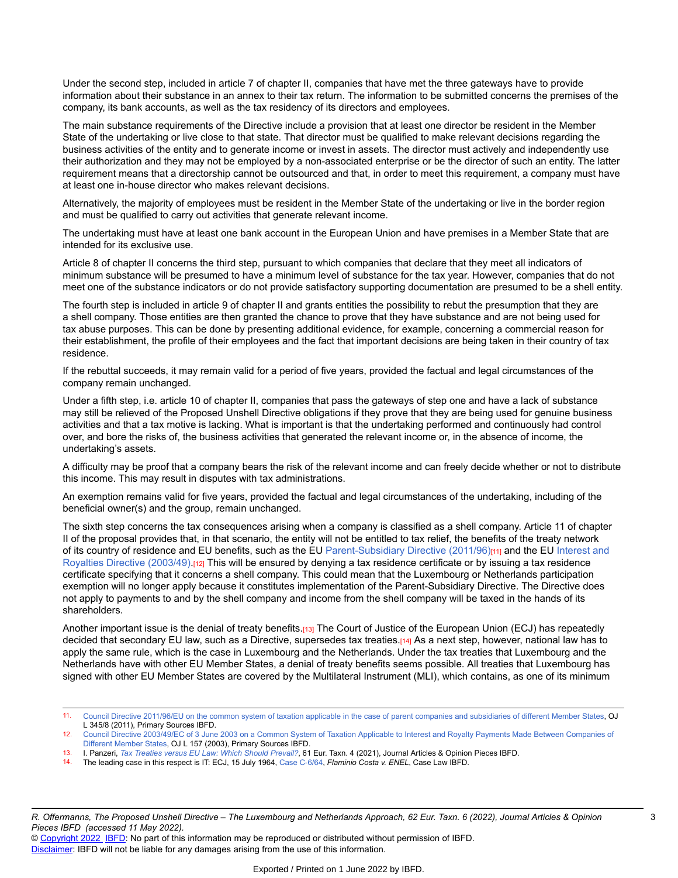Under the second step, included in article 7 of chapter II, companies that have met the three gateways have to provide information about their substance in an annex to their tax return. The information to be submitted concerns the premises of the company, its bank accounts, as well as the tax residency of its directors and employees.

The main substance requirements of the Directive include a provision that at least one director be resident in the Member State of the undertaking or live close to that state. That director must be qualified to make relevant decisions regarding the business activities of the entity and to generate income or invest in assets. The director must actively and independently use their authorization and they may not be employed by a non-associated enterprise or be the director of such an entity. The latter requirement means that a directorship cannot be outsourced and that, in order to meet this requirement, a company must have at least one in-house director who makes relevant decisions.

Alternatively, the majority of employees must be resident in the Member State of the undertaking or live in the border region and must be qualified to carry out activities that generate relevant income.

The undertaking must have at least one bank account in the European Union and have premises in a Member State that are intended for its exclusive use.

Article 8 of chapter II concerns the third step, pursuant to which companies that declare that they meet all indicators of minimum substance will be presumed to have a minimum level of substance for the tax year. However, companies that do not meet one of the substance indicators or do not provide satisfactory supporting documentation are presumed to be a shell entity.

The fourth step is included in article 9 of chapter II and grants entities the possibility to rebut the presumption that they are a shell company. Those entities are then granted the chance to prove that they have substance and are not being used for tax abuse purposes. This can be done by presenting additional evidence, for example, concerning a commercial reason for their establishment, the profile of their employees and the fact that important decisions are being taken in their country of tax residence.

If the rebuttal succeeds, it may remain valid for a period of five years, provided the factual and legal circumstances of the company remain unchanged.

Under a fifth step, i.e. article 10 of chapter II, companies that pass the gateways of step one and have a lack of substance may still be relieved of the Proposed Unshell Directive obligations if they prove that they are being used for genuine business activities and that a tax motive is lacking. What is important is that the undertaking performed and continuously had control over, and bore the risks of, the business activities that generated the relevant income or, in the absence of income, the undertaking's assets.

A difficulty may be proof that a company bears the risk of the relevant income and can freely decide whether or not to distribute this income. This may result in disputes with tax administrations.

An exemption remains valid for five years, provided the factual and legal circumstances of the undertaking, including of the beneficial owner(s) and the group, remain unchanged.

The sixth step concerns the tax consequences arising when a company is classified as a shell company. Article 11 of chapter II of the proposal provides that, in that scenario, the entity will not be entitled to tax relief, the benefits of the treaty network of its country of residence and EU benefits, such as the EU Parent-Subsidiary Directive (2011/96)[11] and the EU Interest and Royalties Directive (2003/49).[12] This will be ensured by denying a tax residence certificate or by issuing a tax residence certificate specifying that it concerns a shell company. This could mean that the Luxembourg or Netherlands participation exemption will no longer apply because it constitutes implementation of the Parent-Subsidiary Directive. The Directive does not apply to payments to and by the shell company and income from the shell company will be taxed in the hands of its shareholders.

Another important issue is the denial of treaty benefits.[13] The Court of Justice of the European Union (ECJ) has repeatedly decided that secondary EU law, such as a Directive, supersedes tax treaties.[14] As a next step, however, national law has to apply the same rule, which is the case in Luxembourg and the Netherlands. Under the tax treaties that Luxembourg and the Netherlands have with other EU Member States, a denial of treaty benefits seems possible. All treaties that Luxembourg has signed with other EU Member States are covered by the Multilateral Instrument (MLI), which contains, as one of its minimum

---

11. Council Directive 2011/96/EU on the common system of taxation applicable in the case of parent companies and subsidiaries of different Member States, OJ L 345/8 (2011), Primary Sources IBFD.
12. Council Directive 2003/49/EC of 3 June 2003 on a Common System of Taxation Applicable to Interest and Royalty Payments Made Between Companies of Different Member States, OJ L 157 (2003), Primary Sources IBFD.
13. I. Panzeri, *Tax Treaties versus EU Law: Which Should Prevail?*, 61 Eur. Taxn. 4 (2021), Journal Articles & Opinion Pieces IBFD.
14. The leading case in this respect is IT: ECJ, 15 July 1964, Case C-6/64, *Flaminio Costa v. ENEL*, Case Law IBFD.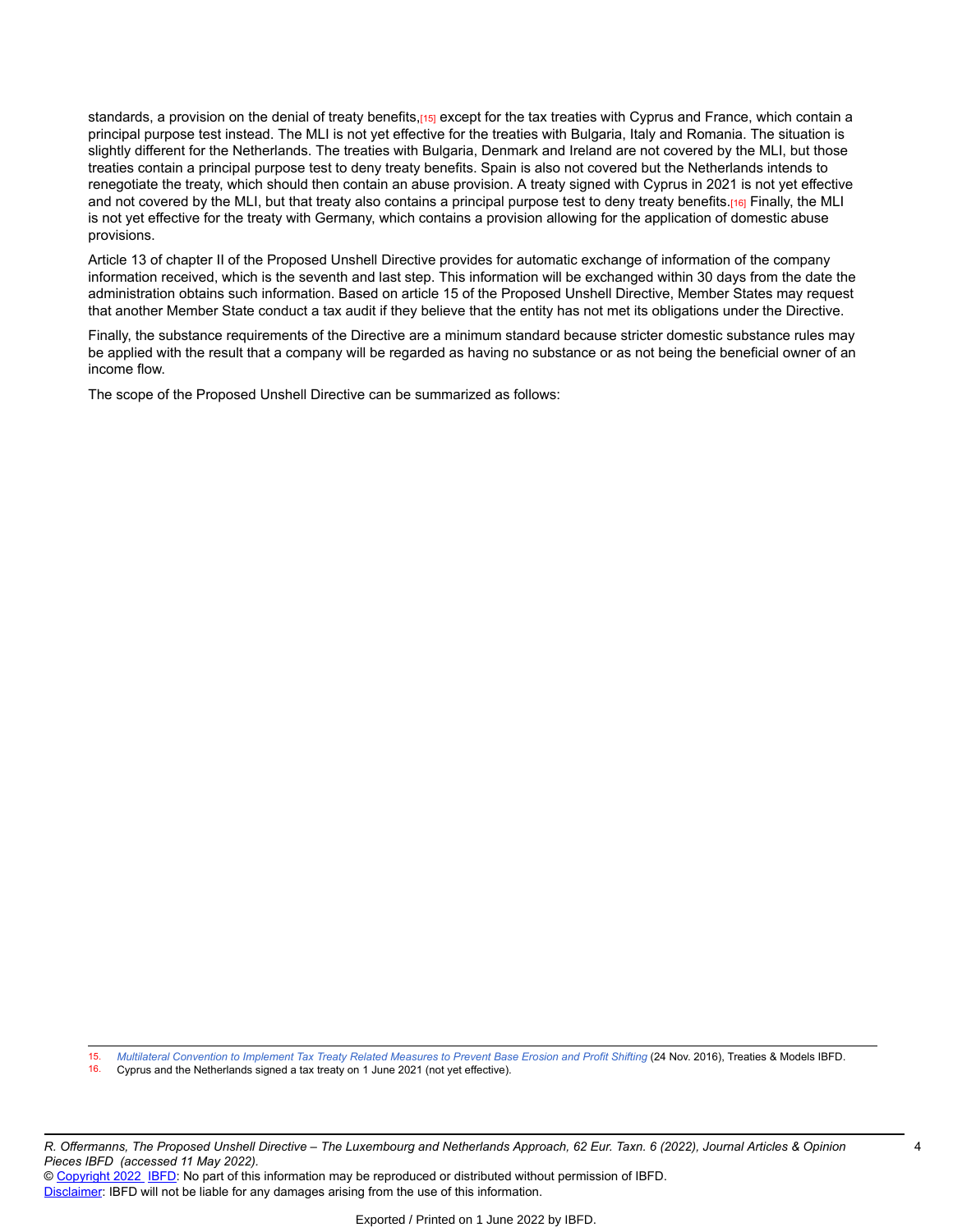standards, a provision on the denial of treaty benefits,[15] except for the tax treaties with Cyprus and France, which contain a principal purpose test instead. The MLI is not yet effective for the treaties with Bulgaria, Italy and Romania. The situation is slightly different for the Netherlands. The treaties with Bulgaria, Denmark and Ireland are not covered by the MLI, but those treaties contain a principal purpose test to deny treaty benefits. Spain is also not covered but the Netherlands intends to renegotiate the treaty, which should then contain an abuse provision. A treaty signed with Cyprus in 2021 is not yet effective and not covered by the MLI, but that treaty also contains a principal purpose test to deny treaty benefits.[16] Finally, the MLI is not yet effective for the treaty with Germany, which contains a provision allowing for the application of domestic abuse provisions.

Article 13 of chapter II of the Proposed Unshell Directive provides for automatic exchange of information of the company information received, which is the seventh and last step. This information will be exchanged within 30 days from the date the administration obtains such information. Based on article 15 of the Proposed Unshell Directive, Member States may request that another Member State conduct a tax audit if they believe that the entity has not met its obligations under the Directive.

Finally, the substance requirements of the Directive are a minimum standard because stricter domestic substance rules may be applied with the result that a company will be regarded as having no substance or as not being the beneficial owner of an income flow.

The scope of the Proposed Unshell Directive can be summarized as follows:

15. *Multilateral Convention to Implement Tax Treaty Related Measures to Prevent Base Erosion and Profit Shifting* (24 Nov. 2016), Treaties & Models IBFD.

16. Cyprus and the Netherlands signed a tax treaty on 1 June 2021 (not yet effective).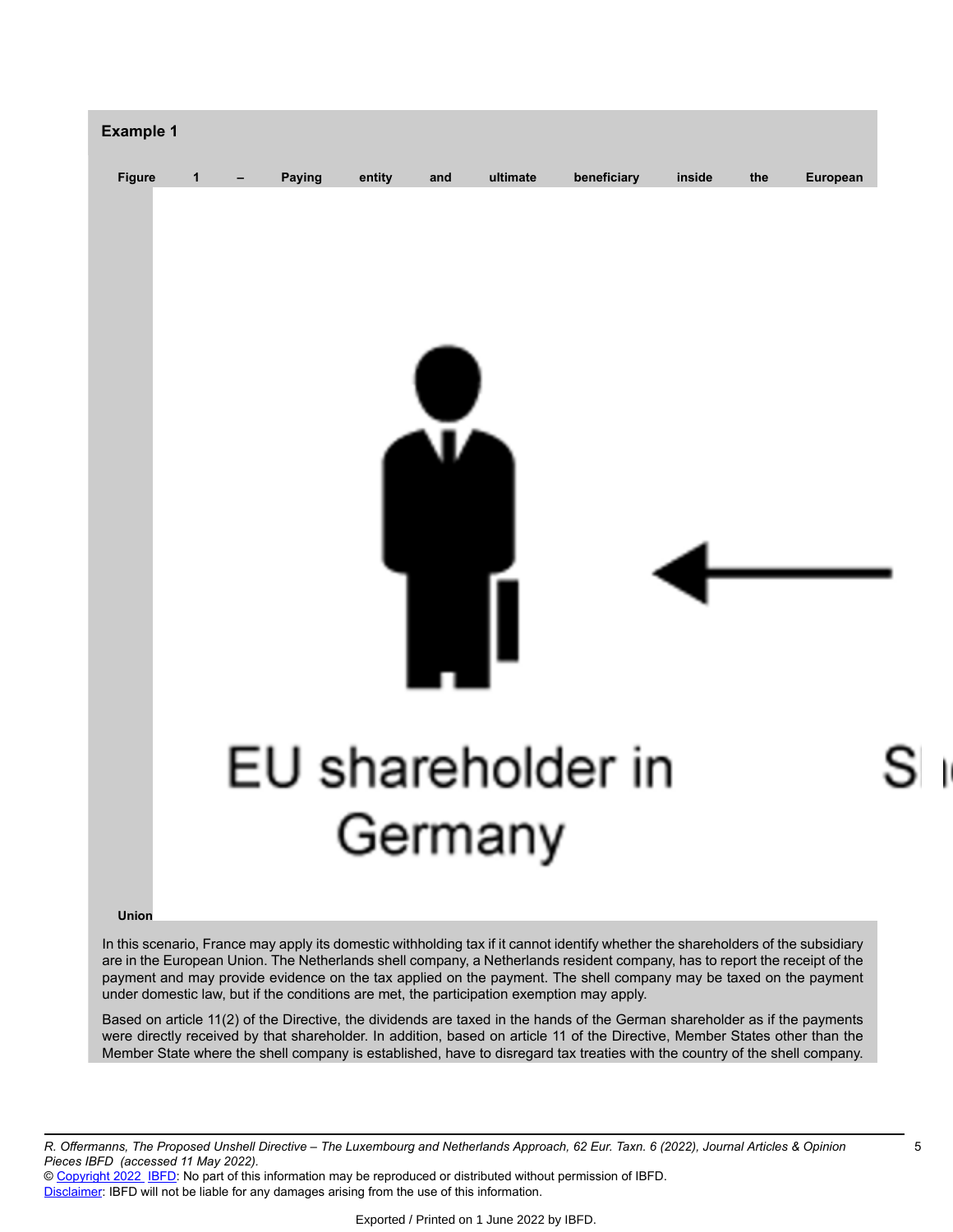**Example 1**

Figure 1 – Paying entity and ultimate beneficiary inside the European Union

In this scenario, France may apply its domestic withholding tax if it cannot identify whether the shareholders of the subsidiary are in the European Union. The Netherlands shell company, a Netherlands resident company, has to report the receipt of the payment and may provide evidence on the tax applied on the payment. The shell company may be taxed on the payment under domestic law, but if the conditions are met, the participation exemption may apply.

Based on article 11(2) of the Directive, the dividends are taxed in the hands of the German shareholder as if the payments were directly received by that shareholder. In addition, based on article 11 of the Directive, Member States other than the Member State where the shell company is established, have to disregard tax treaties with the country of the shell company.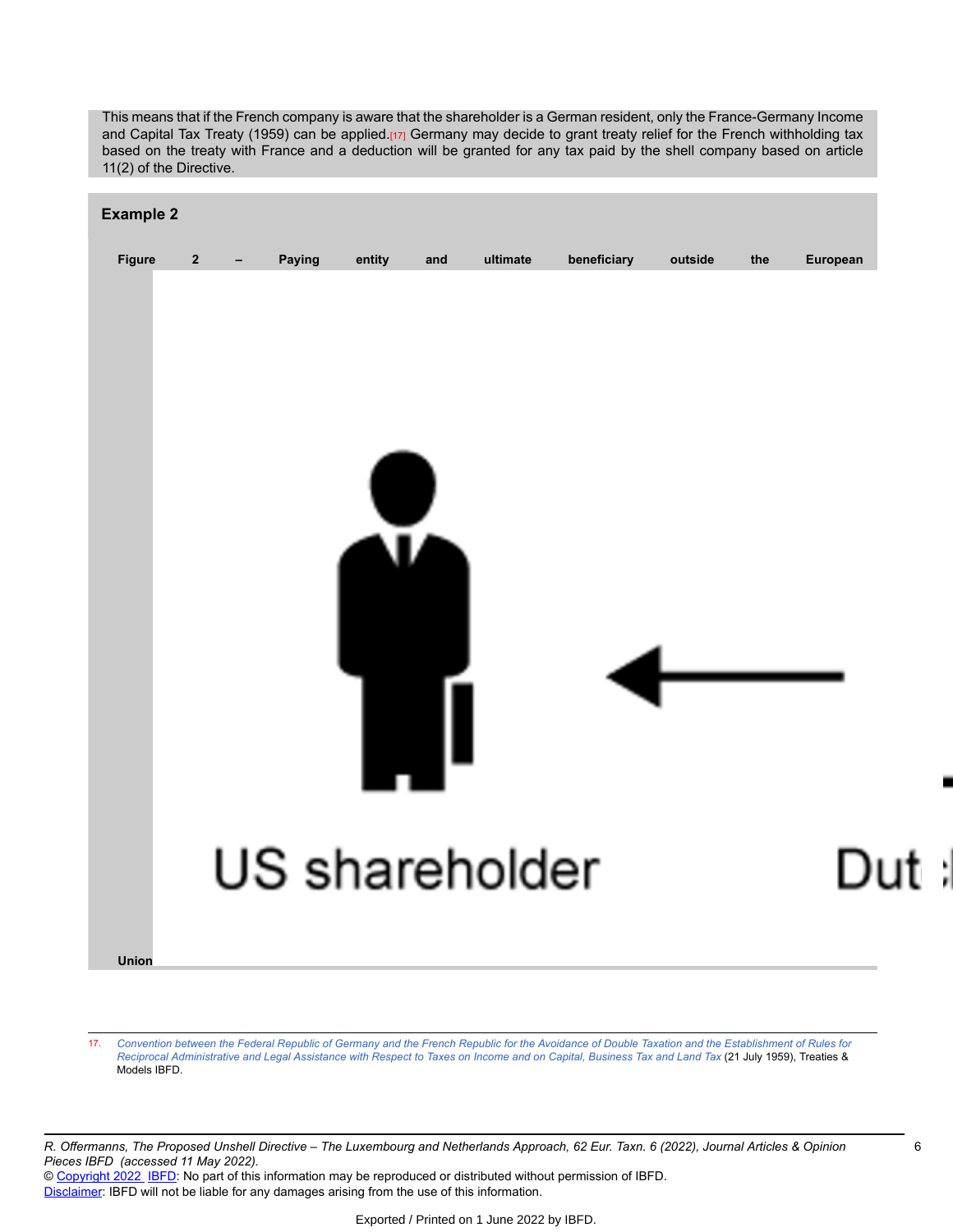This means that if the French company is aware that the shareholder is a German resident, only the France-Germany Income and Capital Tax Treaty (1959) can be applied.[17] Germany may decide to grant treaty relief for the French withholding tax based on the treaty with France and a deduction will be granted for any tax paid by the shell company based on article 11(2) of the Directive.

**Example 2**

**Figure 2 – Paying entity and ultimate beneficiary outside the European Union**

US shareholder

Dut

17. *Convention between the Federal Republic of Germany and the French Republic for the Avoidance of Double Taxation and the Establishment of Rules for Reciprocal Administrative and Legal Assistance with Respect to Taxes on Income and on Capital, Business Tax and Land Tax* (21 July 1959), Treaties & Models IBFD.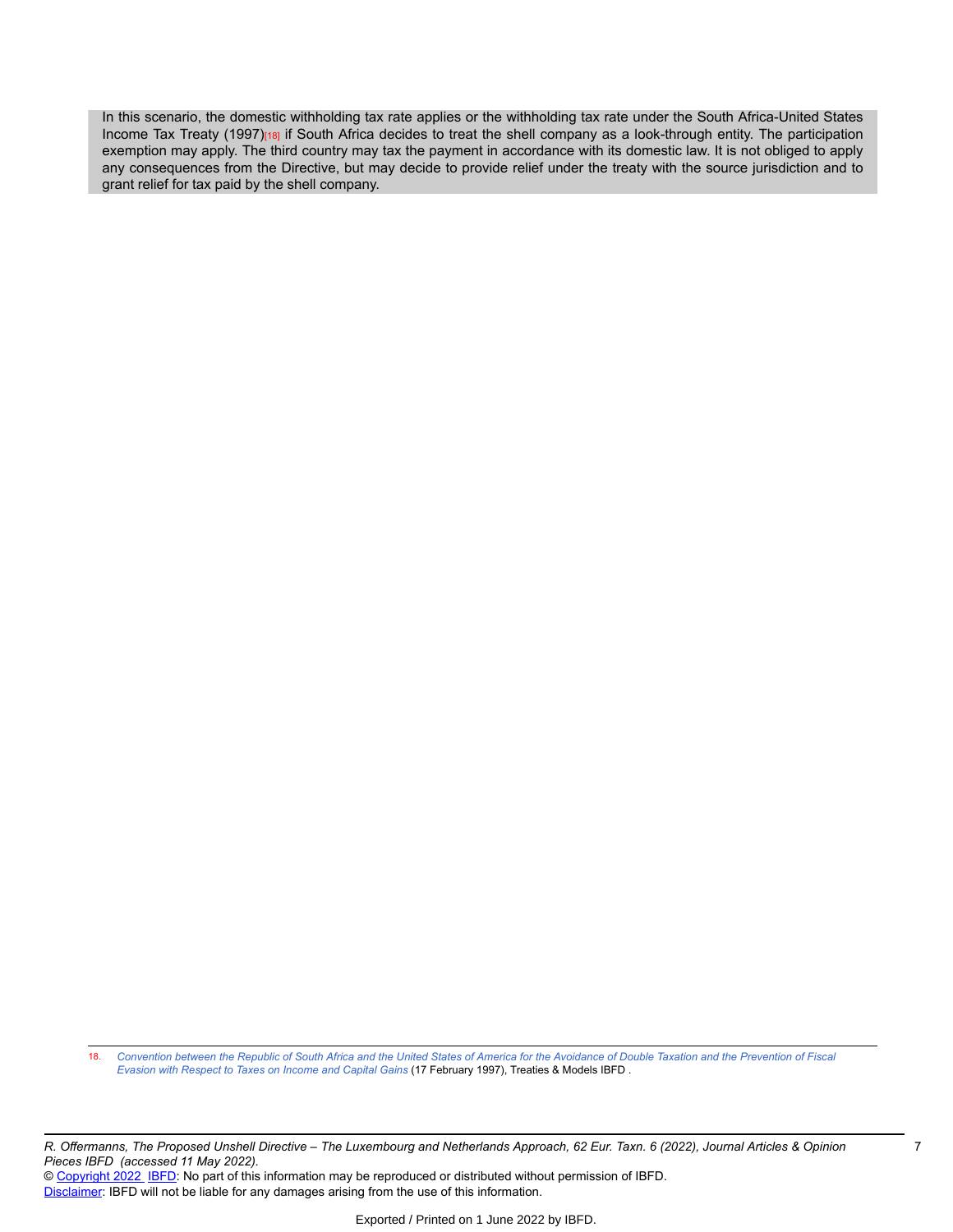In this scenario, the domestic withholding tax rate applies or the withholding tax rate under the South Africa-United States Income Tax Treaty (1997)[18] if South Africa decides to treat the shell company as a look-through entity. The participation exemption may apply. The third country may tax the payment in accordance with its domestic law. It is not obliged to apply any consequences from the Directive, but may decide to provide relief under the treaty with the source jurisdiction and to grant relief for tax paid by the shell company.

---

18. *Convention between the Republic of South Africa and the United States of America for the Avoidance of Double Taxation and the Prevention of Fiscal Evasion with Respect to Taxes on Income and Capital Gains* (17 February 1997), Treaties & Models IBFD .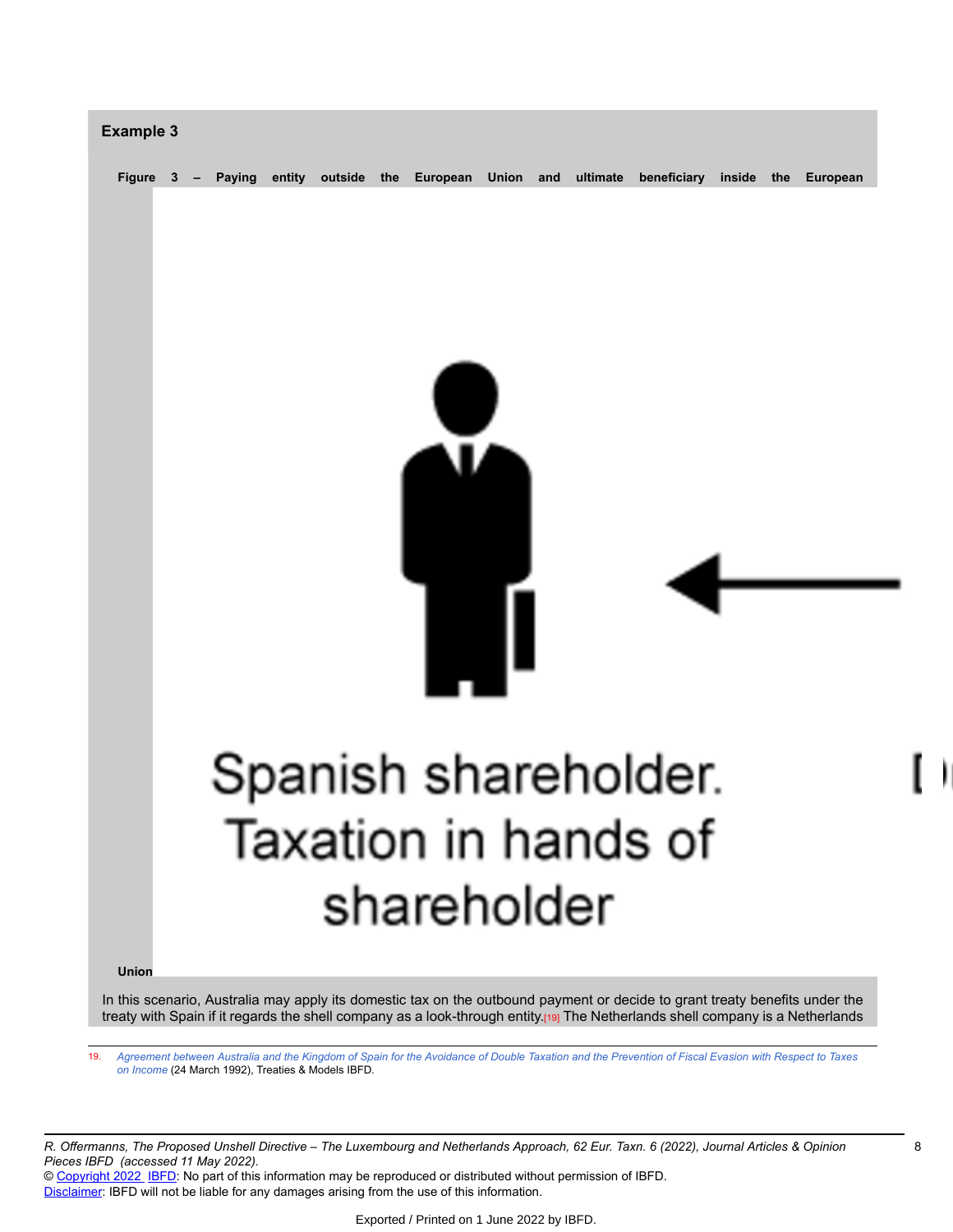**Example 3**

**Figure 3 – Paying entity outside the European Union and ultimate beneficiary inside the European Union**

Spanish shareholder. Taxation in hands of shareholder

In this scenario, Australia may apply its domestic tax on the outbound payment or decide to grant treaty benefits under the treaty with Spain if it regards the shell company as a look-through entity.[19] The Netherlands shell company is a Netherlands

19. *Agreement between Australia and the Kingdom of Spain for the Avoidance of Double Taxation and the Prevention of Fiscal Evasion with Respect to Taxes on Income* (24 March 1992), Treaties & Models IBFD.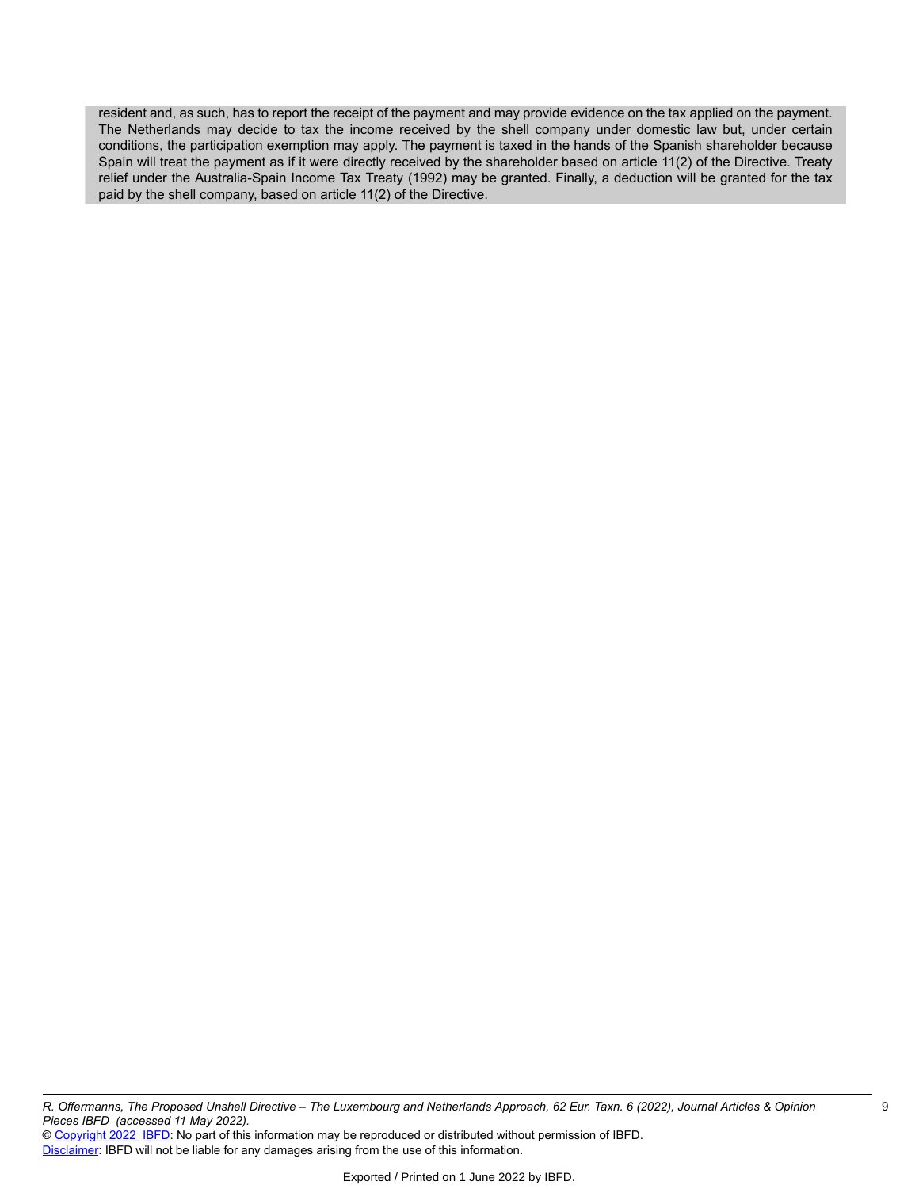resident and, as such, has to report the receipt of the payment and may provide evidence on the tax applied on the payment. The Netherlands may decide to tax the income received by the shell company under domestic law but, under certain conditions, the participation exemption may apply. The payment is taxed in the hands of the Spanish shareholder because Spain will treat the payment as if it were directly received by the shareholder based on article 11(2) of the Directive. Treaty relief under the Australia-Spain Income Tax Treaty (1992) may be granted. Finally, a deduction will be granted for the tax paid by the shell company, based on article 11(2) of the Directive.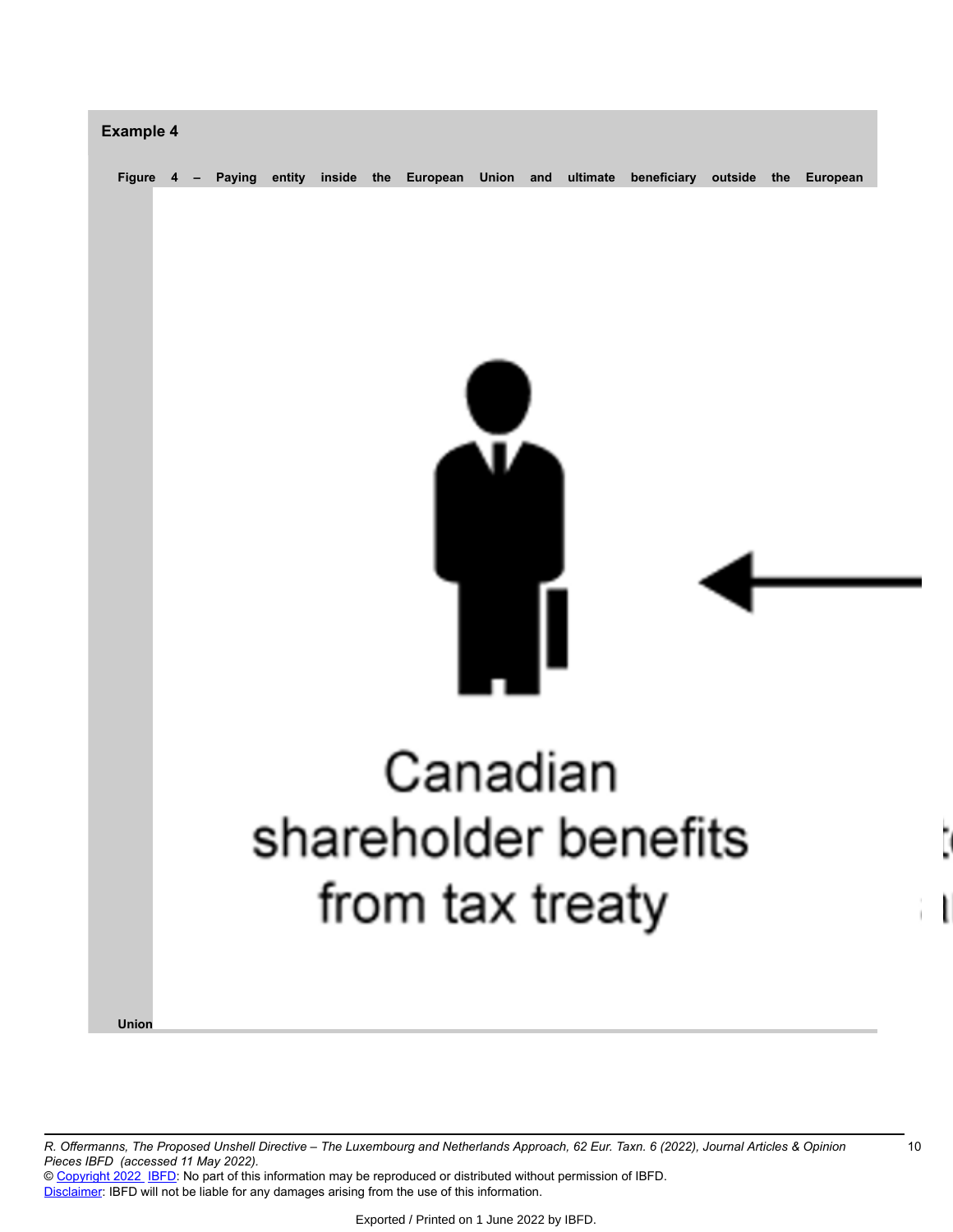**Example 4**

**Figure 4 – Paying entity inside the European Union and ultimate beneficiary outside the European Union**

Canadian shareholder benefits from tax treaty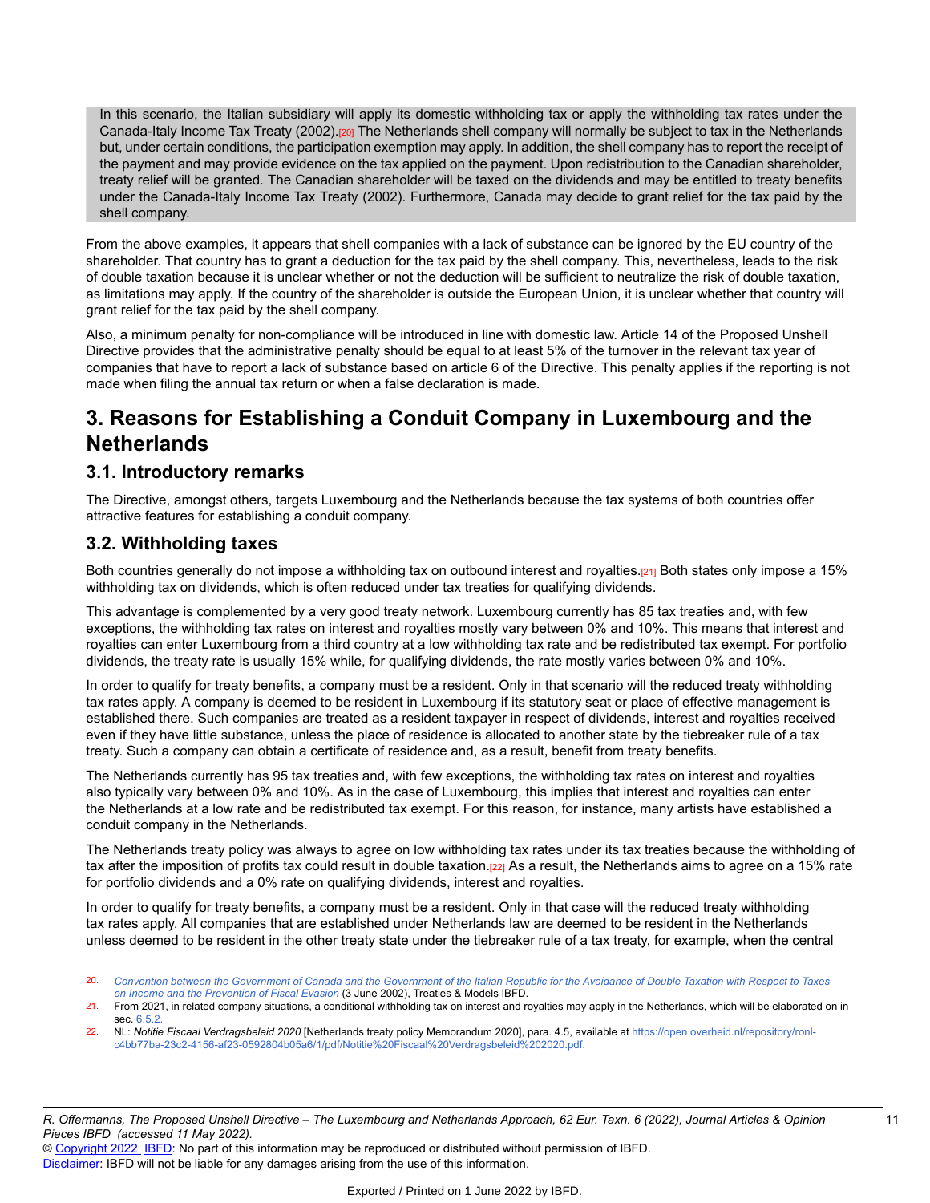In this scenario, the Italian subsidiary will apply its domestic withholding tax or apply the withholding tax rates under the Canada-Italy Income Tax Treaty (2002).[20] The Netherlands shell company will normally be subject to tax in the Netherlands but, under certain conditions, the participation exemption may apply. In addition, the shell company has to report the receipt of the payment and may provide evidence on the tax applied on the payment. Upon redistribution to the Canadian shareholder, treaty relief will be granted. The Canadian shareholder will be taxed on the dividends and may be entitled to treaty benefits under the Canada-Italy Income Tax Treaty (2002). Furthermore, Canada may decide to grant relief for the tax paid by the shell company.

From the above examples, it appears that shell companies with a lack of substance can be ignored by the EU country of the shareholder. That country has to grant a deduction for the tax paid by the shell company. This, nevertheless, leads to the risk of double taxation because it is unclear whether or not the deduction will be sufficient to neutralize the risk of double taxation, as limitations may apply. If the country of the shareholder is outside the European Union, it is unclear whether that country will grant relief for the tax paid by the shell company.

Also, a minimum penalty for non-compliance will be introduced in line with domestic law. Article 14 of the Proposed Unshell Directive provides that the administrative penalty should be equal to at least 5% of the turnover in the relevant tax year of companies that have to report a lack of substance based on article 6 of the Directive. This penalty applies if the reporting is not made when filing the annual tax return or when a false declaration is made.

## 3. Reasons for Establishing a Conduit Company in Luxembourg and the Netherlands

### 3.1. Introductory remarks

The Directive, amongst others, targets Luxembourg and the Netherlands because the tax systems of both countries offer attractive features for establishing a conduit company.

### 3.2. Withholding taxes

Both countries generally do not impose a withholding tax on outbound interest and royalties.[21] Both states only impose a 15% withholding tax on dividends, which is often reduced under tax treaties for qualifying dividends.

This advantage is complemented by a very good treaty network. Luxembourg currently has 85 tax treaties and, with few exceptions, the withholding tax rates on interest and royalties mostly vary between 0% and 10%. This means that interest and royalties can enter Luxembourg from a third country at a low withholding tax rate and be redistributed tax exempt. For portfolio dividends, the treaty rate is usually 15% while, for qualifying dividends, the rate mostly varies between 0% and 10%.

In order to qualify for treaty benefits, a company must be a resident. Only in that scenario will the reduced treaty withholding tax rates apply. A company is deemed to be resident in Luxembourg if its statutory seat or place of effective management is established there. Such companies are treated as a resident taxpayer in respect of dividends, interest and royalties received even if they have little substance, unless the place of residence is allocated to another state by the tiebreaker rule of a tax treaty. Such a company can obtain a certificate of residence and, as a result, benefit from treaty benefits.

The Netherlands currently has 95 tax treaties and, with few exceptions, the withholding tax rates on interest and royalties also typically vary between 0% and 10%. As in the case of Luxembourg, this implies that interest and royalties can enter the Netherlands at a low rate and be redistributed tax exempt. For this reason, for instance, many artists have established a conduit company in the Netherlands.

The Netherlands treaty policy was always to agree on low withholding tax rates under its tax treaties because the withholding of tax after the imposition of profits tax could result in double taxation.[22] As a result, the Netherlands aims to agree on a 15% rate for portfolio dividends and a 0% rate on qualifying dividends, interest and royalties.

In order to qualify for treaty benefits, a company must be a resident. Only in that case will the reduced treaty withholding tax rates apply. All companies that are established under Netherlands law are deemed to be resident in the Netherlands unless deemed to be resident in the other treaty state under the tiebreaker rule of a tax treaty, for example, when the central

---

20. *Convention between the Government of Canada and the Government of the Italian Republic for the Avoidance of Double Taxation with Respect to Taxes on Income and the Prevention of Fiscal Evasion* (3 June 2002), Treaties & Models IBFD.

21. From 2021, in related company situations, a conditional withholding tax on interest and royalties may apply in the Netherlands, which will be elaborated on in sec. 6.5.2.

22. NL: *Notitie Fiscaal Verdragsbeleid 2020* [Netherlands treaty policy Memorandum 2020], para. 4.5, available at https://open.overheid.nl/repository/ronl-c4bb77ba-23c2-4156-af23-0592804b05a6/1/pdf/Notitie%20Fiscaal%20Verdragsbeleid%202020.pdf.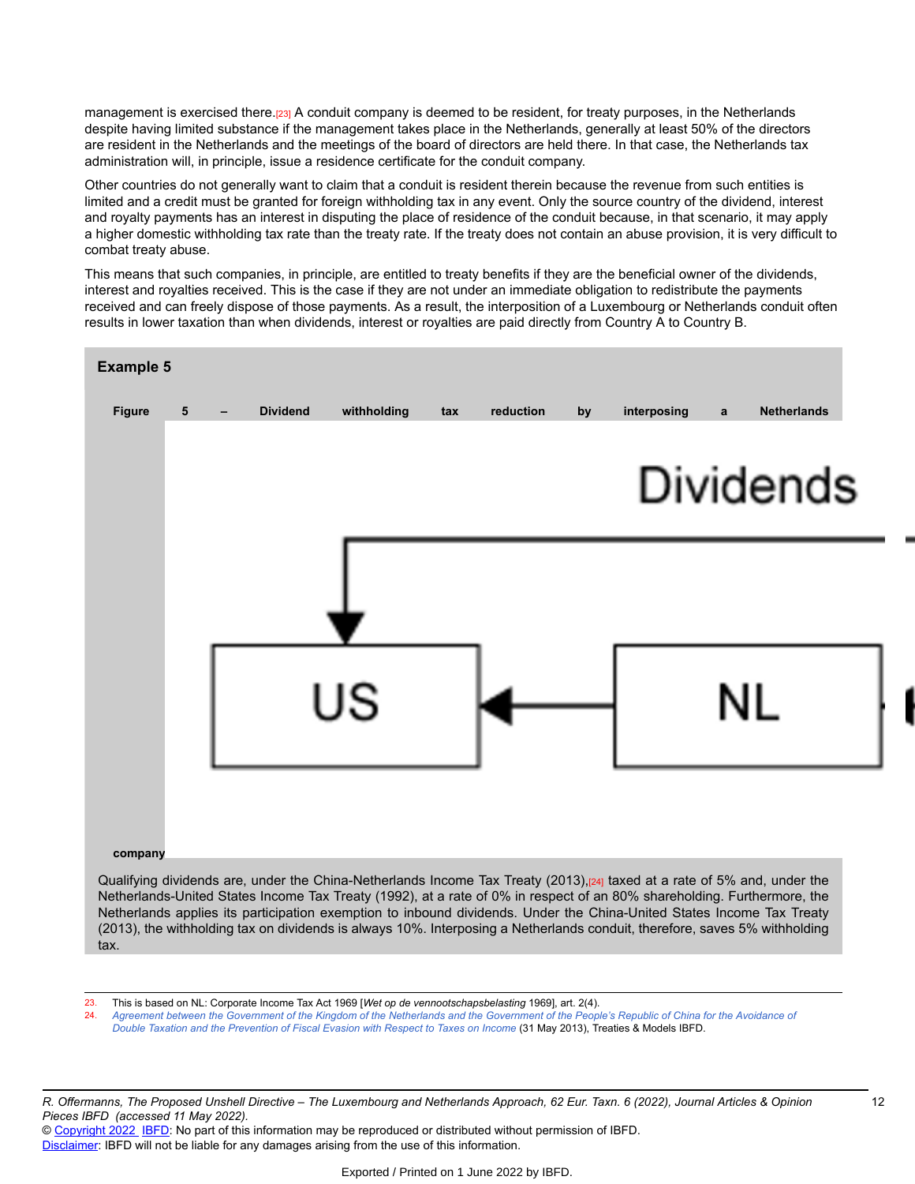management is exercised there.[23] A conduit company is deemed to be resident, for treaty purposes, in the Netherlands despite having limited substance if the management takes place in the Netherlands, generally at least 50% of the directors are resident in the Netherlands and the meetings of the board of directors are held there. In that case, the Netherlands tax administration will, in principle, issue a residence certificate for the conduit company.

Other countries do not generally want to claim that a conduit is resident therein because the revenue from such entities is limited and a credit must be granted for foreign withholding tax in any event. Only the source country of the dividend, interest and royalty payments has an interest in disputing the place of residence of the conduit because, in that scenario, it may apply a higher domestic withholding tax rate than the treaty rate. If the treaty does not contain an abuse provision, it is very difficult to combat treaty abuse.

This means that such companies, in principle, are entitled to treaty benefits if they are the beneficial owner of the dividends, interest and royalties received. This is the case if they are not under an immediate obligation to redistribute the payments received and can freely dispose of those payments. As a result, the interposition of a Luxembourg or Netherlands conduit often results in lower taxation than when dividends, interest or royalties are paid directly from Country A to Country B.

**Example 5**

**Figure 5 – Dividend withholding tax reduction by interposing a Netherlands company**

Dividends

US ← NL

Qualifying dividends are, under the China-Netherlands Income Tax Treaty (2013),[24] taxed at a rate of 5% and, under the Netherlands-United States Income Tax Treaty (1992), at a rate of 0% in respect of an 80% shareholding. Furthermore, the Netherlands applies its participation exemption to inbound dividends. Under the China-United States Income Tax Treaty (2013), the withholding tax on dividends is always 10%. Interposing a Netherlands conduit, therefore, saves 5% withholding tax.

---

23. This is based on NL: Corporate Income Tax Act 1969 [*Wet op de vennootschapsbelasting* 1969], art. 2(4).
24. *Agreement between the Government of the Kingdom of the Netherlands and the Government of the People's Republic of China for the Avoidance of Double Taxation and the Prevention of Fiscal Evasion with Respect to Taxes on Income* (31 May 2013), Treaties & Models IBFD.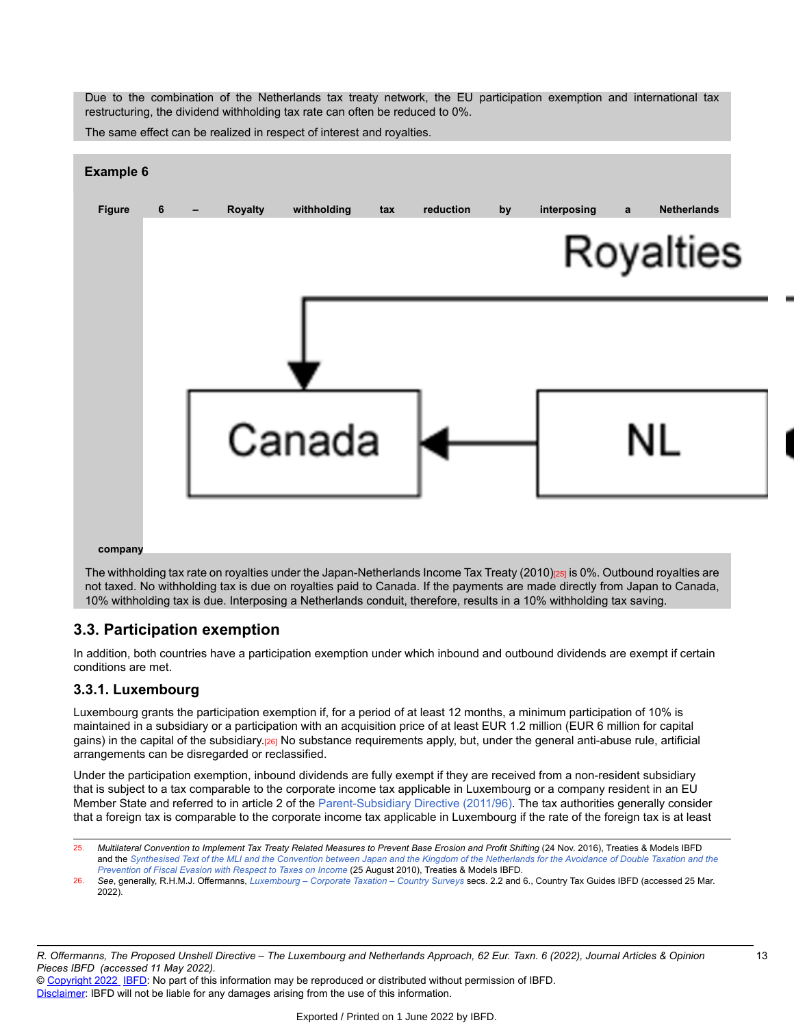Due to the combination of the Netherlands tax treaty network, the EU participation exemption and international tax restructuring, the dividend withholding tax rate can often be reduced to 0%.

The same effect can be realized in respect of interest and royalties.

**Example 6**

**Figure 6 – Royalty withholding tax reduction by interposing a Netherlands company**

The withholding tax rate on royalties under the Japan-Netherlands Income Tax Treaty (2010)[25] is 0%. Outbound royalties are not taxed. No withholding tax is due on royalties paid to Canada. If the payments are made directly from Japan to Canada, 10% withholding tax is due. Interposing a Netherlands conduit, therefore, results in a 10% withholding tax saving.

## 3.3. Participation exemption

In addition, both countries have a participation exemption under which inbound and outbound dividends are exempt if certain conditions are met.

### 3.3.1. Luxembourg

Luxembourg grants the participation exemption if, for a period of at least 12 months, a minimum participation of 10% is maintained in a subsidiary or a participation with an acquisition price of at least EUR 1.2 million (EUR 6 million for capital gains) in the capital of the subsidiary.[26] No substance requirements apply, but, under the general anti-abuse rule, artificial arrangements can be disregarded or reclassified.

Under the participation exemption, inbound dividends are fully exempt if they are received from a non-resident subsidiary that is subject to a tax comparable to the corporate income tax applicable in Luxembourg or a company resident in an EU Member State and referred to in article 2 of the Parent-Subsidiary Directive (2011/96). The tax authorities generally consider that a foreign tax is comparable to the corporate income tax applicable in Luxembourg if the rate of the foreign tax is at least

---

25. *Multilateral Convention to Implement Tax Treaty Related Measures to Prevent Base Erosion and Profit Shifting* (24 Nov. 2016), Treaties & Models IBFD and the *Synthesised Text of the MLI and the Convention between Japan and the Kingdom of the Netherlands for the Avoidance of Double Taxation and the Prevention of Fiscal Evasion with Respect to Taxes on Income* (25 August 2010), Treaties & Models IBFD.

26. *See*, generally, R.H.M.J. Offermanns, *Luxembourg – Corporate Taxation – Country Surveys* secs. 2.2 and 6., Country Tax Guides IBFD (accessed 25 Mar. 2022).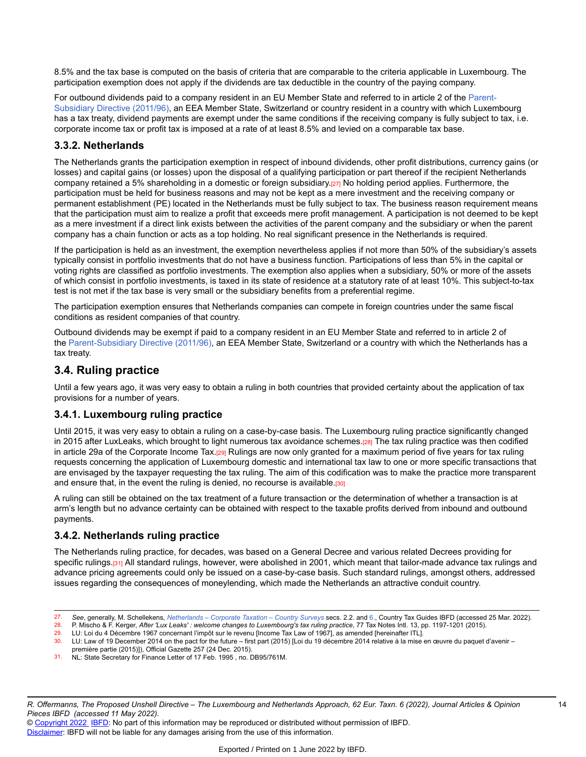8.5% and the tax base is computed on the basis of criteria that are comparable to the criteria applicable in Luxembourg. The participation exemption does not apply if the dividends are tax deductible in the country of the paying company.

For outbound dividends paid to a company resident in an EU Member State and referred to in article 2 of the Parent-Subsidiary Directive (2011/96), an EEA Member State, Switzerland or country resident in a country with which Luxembourg has a tax treaty, dividend payments are exempt under the same conditions if the receiving company is fully subject to tax, i.e. corporate income tax or profit tax is imposed at a rate of at least 8.5% and levied on a comparable tax base.

### 3.3.2. Netherlands

The Netherlands grants the participation exemption in respect of inbound dividends, other profit distributions, currency gains (or losses) and capital gains (or losses) upon the disposal of a qualifying participation or part thereof if the recipient Netherlands company retained a 5% shareholding in a domestic or foreign subsidiary.[27] No holding period applies. Furthermore, the participation must be held for business reasons and may not be kept as a mere investment and the receiving company or permanent establishment (PE) located in the Netherlands must be fully subject to tax. The business reason requirement means that the participation must aim to realize a profit that exceeds mere profit management. A participation is not deemed to be kept as a mere investment if a direct link exists between the activities of the parent company and the subsidiary or when the parent company has a chain function or acts as a top holding. No real significant presence in the Netherlands is required.

If the participation is held as an investment, the exemption nevertheless applies if not more than 50% of the subsidiary's assets typically consist in portfolio investments that do not have a business function. Participations of less than 5% in the capital or voting rights are classified as portfolio investments. The exemption also applies when a subsidiary, 50% or more of the assets of which consist in portfolio investments, is taxed in its state of residence at a statutory rate of at least 10%. This subject-to-tax test is not met if the tax base is very small or the subsidiary benefits from a preferential regime.

The participation exemption ensures that Netherlands companies can compete in foreign countries under the same fiscal conditions as resident companies of that country.

Outbound dividends may be exempt if paid to a company resident in an EU Member State and referred to in article 2 of the Parent-Subsidiary Directive (2011/96), an EEA Member State, Switzerland or a country with which the Netherlands has a tax treaty.

## 3.4. Ruling practice

Until a few years ago, it was very easy to obtain a ruling in both countries that provided certainty about the application of tax provisions for a number of years.

### 3.4.1. Luxembourg ruling practice

Until 2015, it was very easy to obtain a ruling on a case-by-case basis. The Luxembourg ruling practice significantly changed in 2015 after LuxLeaks, which brought to light numerous tax avoidance schemes.[28] The tax ruling practice was then codified in article 29a of the Corporate Income Tax.[29] Rulings are now only granted for a maximum period of five years for tax ruling requests concerning the application of Luxembourg domestic and international tax law to one or more specific transactions that are envisaged by the taxpayer requesting the tax ruling. The aim of this codification was to make the practice more transparent and ensure that, in the event the ruling is denied, no recourse is available.[30]

A ruling can still be obtained on the tax treatment of a future transaction or the determination of whether a transaction is at arm's length but no advance certainty can be obtained with respect to the taxable profits derived from inbound and outbound payments.

### 3.4.2. Netherlands ruling practice

The Netherlands ruling practice, for decades, was based on a General Decree and various related Decrees providing for specific rulings.[31] All standard rulings, however, were abolished in 2001, which meant that tailor-made advance tax rulings and advance pricing agreements could only be issued on a case-by-case basis. Such standard rulings, amongst others, addressed issues regarding the consequences of moneylending, which made the Netherlands an attractive conduit country.

---

27. *See*, generally, M. Schellekens, *Netherlands – Corporate Taxation – Country Surveys* secs. 2.2. and 6., Country Tax Guides IBFD (accessed 25 Mar. 2022).
28. P. Mischo & F. Kerger, *After 'Lux Leaks' : welcome changes to Luxembourg's tax ruling practice*, 77 Tax Notes Intl. 13, pp. 1197-1201 (2015).
29. LU: Loi du 4 Décembre 1967 concernant l'impôt sur le revenu [Income Tax Law of 1967], as amended [hereinafter ITL].
30. LU: Law of 19 December 2014 on the pact for the future – first part (2015) [Loi du 19 décembre 2014 relative à la mise en œuvre du paquet d'avenir – première partie (2015)]), Official Gazette 257 (24 Dec. 2015).
31. NL: State Secretary for Finance Letter of 17 Feb. 1995 , no. DB95/761M.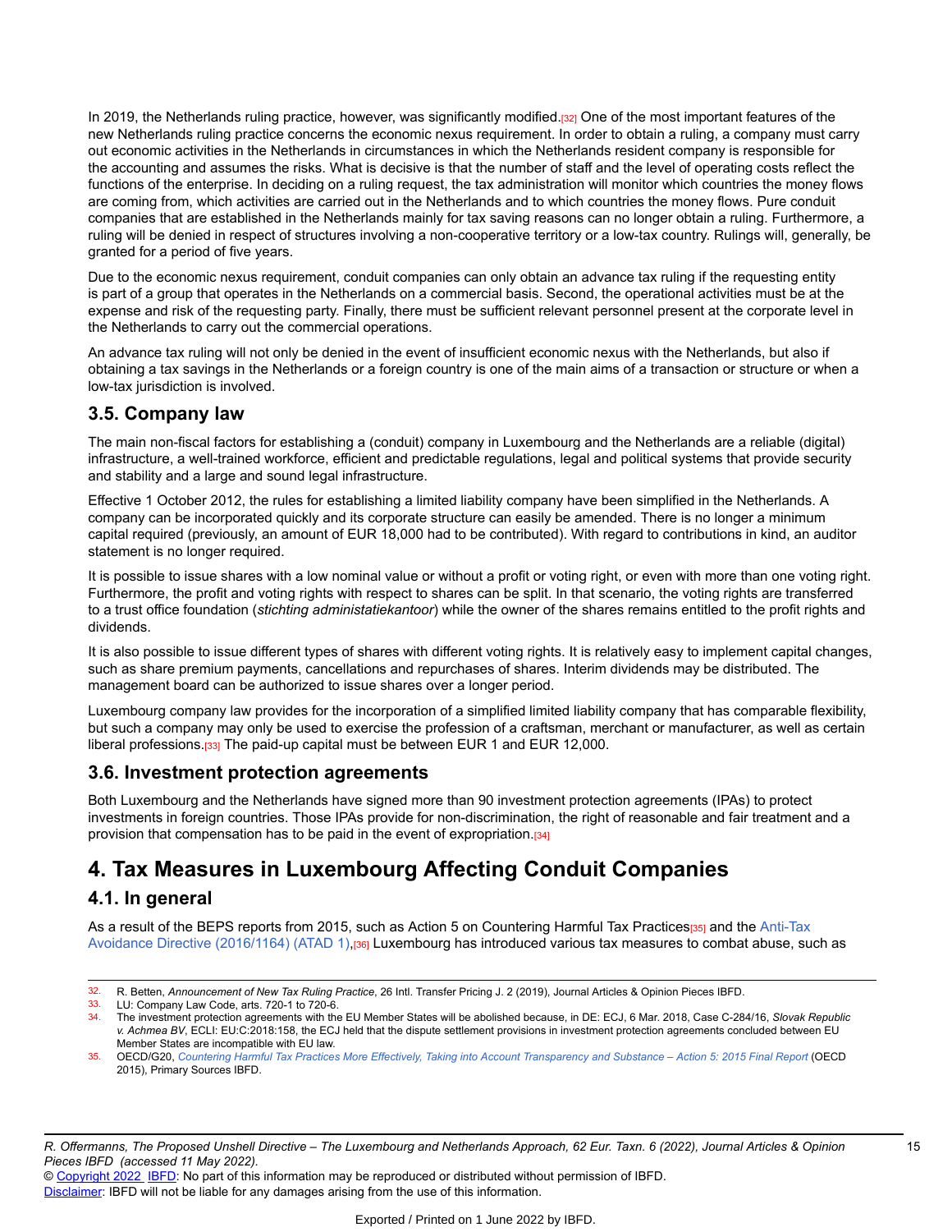In 2019, the Netherlands ruling practice, however, was significantly modified.[32] One of the most important features of the new Netherlands ruling practice concerns the economic nexus requirement. In order to obtain a ruling, a company must carry out economic activities in the Netherlands in circumstances in which the Netherlands resident company is responsible for the accounting and assumes the risks. What is decisive is that the number of staff and the level of operating costs reflect the functions of the enterprise. In deciding on a ruling request, the tax administration will monitor which countries the money flows are coming from, which activities are carried out in the Netherlands and to which countries the money flows. Pure conduit companies that are established in the Netherlands mainly for tax saving reasons can no longer obtain a ruling. Furthermore, a ruling will be denied in respect of structures involving a non-cooperative territory or a low-tax country. Rulings will, generally, be granted for a period of five years.

Due to the economic nexus requirement, conduit companies can only obtain an advance tax ruling if the requesting entity is part of a group that operates in the Netherlands on a commercial basis. Second, the operational activities must be at the expense and risk of the requesting party. Finally, there must be sufficient relevant personnel present at the corporate level in the Netherlands to carry out the commercial operations.

An advance tax ruling will not only be denied in the event of insufficient economic nexus with the Netherlands, but also if obtaining a tax savings in the Netherlands or a foreign country is one of the main aims of a transaction or structure or when a low-tax jurisdiction is involved.

### 3.5. Company law

The main non-fiscal factors for establishing a (conduit) company in Luxembourg and the Netherlands are a reliable (digital) infrastructure, a well-trained workforce, efficient and predictable regulations, legal and political systems that provide security and stability and a large and sound legal infrastructure.

Effective 1 October 2012, the rules for establishing a limited liability company have been simplified in the Netherlands. A company can be incorporated quickly and its corporate structure can easily be amended. There is no longer a minimum capital required (previously, an amount of EUR 18,000 had to be contributed). With regard to contributions in kind, an auditor statement is no longer required.

It is possible to issue shares with a low nominal value or without a profit or voting right, or even with more than one voting right. Furthermore, the profit and voting rights with respect to shares can be split. In that scenario, the voting rights are transferred to a trust office foundation (*stichting administatiekantoor*) while the owner of the shares remains entitled to the profit rights and dividends.

It is also possible to issue different types of shares with different voting rights. It is relatively easy to implement capital changes, such as share premium payments, cancellations and repurchases of shares. Interim dividends may be distributed. The management board can be authorized to issue shares over a longer period.

Luxembourg company law provides for the incorporation of a simplified limited liability company that has comparable flexibility, but such a company may only be used to exercise the profession of a craftsman, merchant or manufacturer, as well as certain liberal professions.[33] The paid-up capital must be between EUR 1 and EUR 12,000.

### 3.6. Investment protection agreements

Both Luxembourg and the Netherlands have signed more than 90 investment protection agreements (IPAs) to protect investments in foreign countries. Those IPAs provide for non-discrimination, the right of reasonable and fair treatment and a provision that compensation has to be paid in the event of expropriation.[34]

## 4. Tax Measures in Luxembourg Affecting Conduit Companies

### 4.1. In general

As a result of the BEPS reports from 2015, such as Action 5 on Countering Harmful Tax Practices[35] and the Anti-Tax Avoidance Directive (2016/1164) (ATAD 1),[36] Luxembourg has introduced various tax measures to combat abuse, such as

---

32. R. Betten, *Announcement of New Tax Ruling Practice*, 26 Intl. Transfer Pricing J. 2 (2019), Journal Articles & Opinion Pieces IBFD.
33. LU: Company Law Code, arts. 720-1 to 720-6.
34. The investment protection agreements with the EU Member States will be abolished because, in DE: ECJ, 6 Mar. 2018, Case C-284/16, *Slovak Republic v. Achmea BV*, ECLI: EU:C:2018:158, the ECJ held that the dispute settlement provisions in investment protection agreements concluded between EU Member States are incompatible with EU law.
35. OECD/G20, *Countering Harmful Tax Practices More Effectively, Taking into Account Transparency and Substance – Action 5: 2015 Final Report* (OECD 2015), Primary Sources IBFD.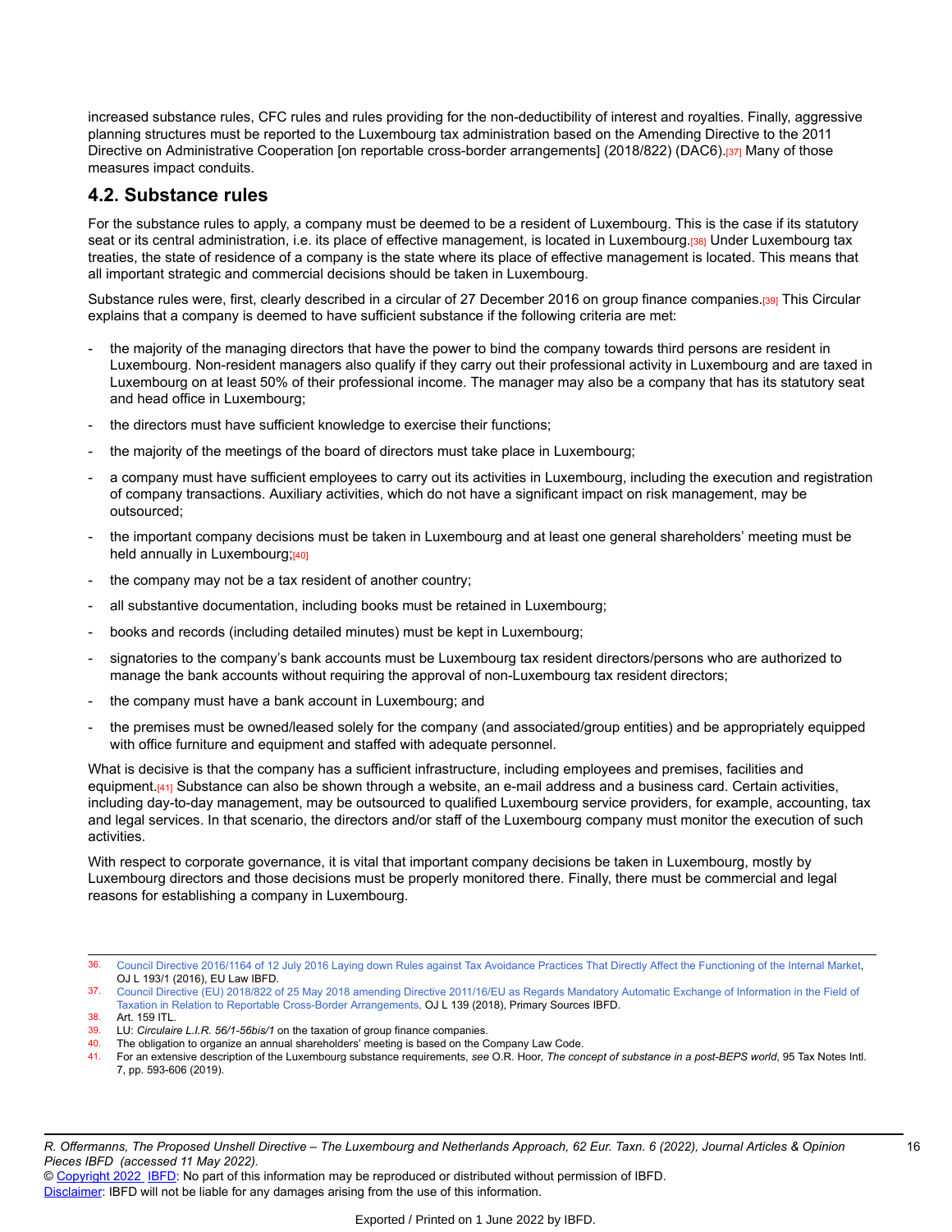increased substance rules, CFC rules and rules providing for the non-deductibility of interest and royalties. Finally, aggressive planning structures must be reported to the Luxembourg tax administration based on the Amending Directive to the 2011 Directive on Administrative Cooperation [on reportable cross-border arrangements] (2018/822) (DAC6).[37] Many of those measures impact conduits.

## 4.2. Substance rules

For the substance rules to apply, a company must be deemed to be a resident of Luxembourg. This is the case if its statutory seat or its central administration, i.e. its place of effective management, is located in Luxembourg.[38] Under Luxembourg tax treaties, the state of residence of a company is the state where its place of effective management is located. This means that all important strategic and commercial decisions should be taken in Luxembourg.

Substance rules were, first, clearly described in a circular of 27 December 2016 on group finance companies.[39] This Circular explains that a company is deemed to have sufficient substance if the following criteria are met:

- the majority of the managing directors that have the power to bind the company towards third persons are resident in Luxembourg. Non-resident managers also qualify if they carry out their professional activity in Luxembourg and are taxed in Luxembourg on at least 50% of their professional income. The manager may also be a company that has its statutory seat and head office in Luxembourg;
- the directors must have sufficient knowledge to exercise their functions;
- the majority of the meetings of the board of directors must take place in Luxembourg;
- a company must have sufficient employees to carry out its activities in Luxembourg, including the execution and registration of company transactions. Auxiliary activities, which do not have a significant impact on risk management, may be outsourced;
- the important company decisions must be taken in Luxembourg and at least one general shareholders' meeting must be held annually in Luxembourg;[40]
- the company may not be a tax resident of another country;
- all substantive documentation, including books must be retained in Luxembourg;
- books and records (including detailed minutes) must be kept in Luxembourg;
- signatories to the company's bank accounts must be Luxembourg tax resident directors/persons who are authorized to manage the bank accounts without requiring the approval of non-Luxembourg tax resident directors;
- the company must have a bank account in Luxembourg; and
- the premises must be owned/leased solely for the company (and associated/group entities) and be appropriately equipped with office furniture and equipment and staffed with adequate personnel.

What is decisive is that the company has a sufficient infrastructure, including employees and premises, facilities and equipment.[41] Substance can also be shown through a website, an e-mail address and a business card. Certain activities, including day-to-day management, may be outsourced to qualified Luxembourg service providers, for example, accounting, tax and legal services. In that scenario, the directors and/or staff of the Luxembourg company must monitor the execution of such activities.

With respect to corporate governance, it is vital that important company decisions be taken in Luxembourg, mostly by Luxembourg directors and those decisions must be properly monitored there. Finally, there must be commercial and legal reasons for establishing a company in Luxembourg.

---

36. Council Directive 2016/1164 of 12 July 2016 Laying down Rules against Tax Avoidance Practices That Directly Affect the Functioning of the Internal Market, OJ L 193/1 (2016), EU Law IBFD.
37. Council Directive (EU) 2018/822 of 25 May 2018 amending Directive 2011/16/EU as Regards Mandatory Automatic Exchange of Information in the Field of Taxation in Relation to Reportable Cross-Border Arrangements, OJ L 139 (2018), Primary Sources IBFD.
38. Art. 159 ITL.
39. LU: *Circulaire L.I.R. 56/1-56bis/1* on the taxation of group finance companies.
40. The obligation to organize an annual shareholders' meeting is based on the Company Law Code.
41. For an extensive description of the Luxembourg substance requirements, *see* O.R. Hoor, *The concept of substance in a post-BEPS world*, 95 Tax Notes Intl. 7, pp. 593-606 (2019).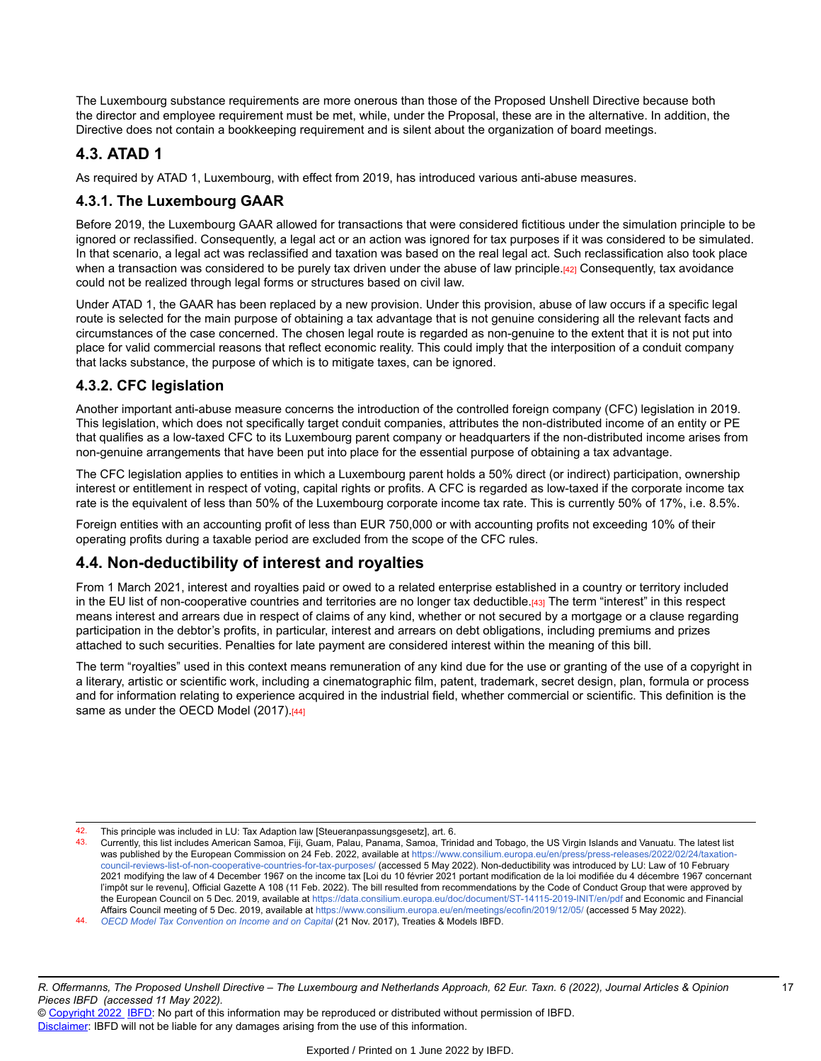The Luxembourg substance requirements are more onerous than those of the Proposed Unshell Directive because both the director and employee requirement must be met, while, under the Proposal, these are in the alternative. In addition, the Directive does not contain a bookkeeping requirement and is silent about the organization of board meetings.

## 4.3. ATAD 1

As required by ATAD 1, Luxembourg, with effect from 2019, has introduced various anti-abuse measures.

### 4.3.1. The Luxembourg GAAR

Before 2019, the Luxembourg GAAR allowed for transactions that were considered fictitious under the simulation principle to be ignored or reclassified. Consequently, a legal act or an action was ignored for tax purposes if it was considered to be simulated. In that scenario, a legal act was reclassified and taxation was based on the real legal act. Such reclassification also took place when a transaction was considered to be purely tax driven under the abuse of law principle.[42] Consequently, tax avoidance could not be realized through legal forms or structures based on civil law.

Under ATAD 1, the GAAR has been replaced by a new provision. Under this provision, abuse of law occurs if a specific legal route is selected for the main purpose of obtaining a tax advantage that is not genuine considering all the relevant facts and circumstances of the case concerned. The chosen legal route is regarded as non-genuine to the extent that it is not put into place for valid commercial reasons that reflect economic reality. This could imply that the interposition of a conduit company that lacks substance, the purpose of which is to mitigate taxes, can be ignored.

### 4.3.2. CFC legislation

Another important anti-abuse measure concerns the introduction of the controlled foreign company (CFC) legislation in 2019. This legislation, which does not specifically target conduit companies, attributes the non-distributed income of an entity or PE that qualifies as a low-taxed CFC to its Luxembourg parent company or headquarters if the non-distributed income arises from non-genuine arrangements that have been put into place for the essential purpose of obtaining a tax advantage.

The CFC legislation applies to entities in which a Luxembourg parent holds a 50% direct (or indirect) participation, ownership interest or entitlement in respect of voting, capital rights or profits. A CFC is regarded as low-taxed if the corporate income tax rate is the equivalent of less than 50% of the Luxembourg corporate income tax rate. This is currently 50% of 17%, i.e. 8.5%.

Foreign entities with an accounting profit of less than EUR 750,000 or with accounting profits not exceeding 10% of their operating profits during a taxable period are excluded from the scope of the CFC rules.

## 4.4. Non-deductibility of interest and royalties

From 1 March 2021, interest and royalties paid or owed to a related enterprise established in a country or territory included in the EU list of non-cooperative countries and territories are no longer tax deductible.[43] The term "interest" in this respect means interest and arrears due in respect of claims of any kind, whether or not secured by a mortgage or a clause regarding participation in the debtor's profits, in particular, interest and arrears on debt obligations, including premiums and prizes attached to such securities. Penalties for late payment are considered interest within the meaning of this bill.

The term "royalties" used in this context means remuneration of any kind due for the use or granting of the use of a copyright in a literary, artistic or scientific work, including a cinematographic film, patent, trademark, secret design, plan, formula or process and for information relating to experience acquired in the industrial field, whether commercial or scientific. This definition is the same as under the OECD Model (2017).[44]

---

42. This principle was included in LU: Tax Adaption law [Steueranpassungsgesetz], art. 6.
43. Currently, this list includes American Samoa, Fiji, Guam, Palau, Panama, Samoa, Trinidad and Tobago, the US Virgin Islands and Vanuatu. The latest list was published by the European Commission on 24 Feb. 2022, available at https://www.consilium.europa.eu/en/press/press-releases/2022/02/24/taxation-council-reviews-list-of-non-cooperative-countries-for-tax-purposes/ (accessed 5 May 2022). Non-deductibility was introduced by LU: Law of 10 February 2021 modifying the law of 4 December 1967 on the income tax [Loi du 10 février 2021 portant modification de la loi modifiée du 4 décembre 1967 concernant l'impôt sur le revenu], Official Gazette A 108 (11 Feb. 2022). The bill resulted from recommendations by the Code of Conduct Group that were approved by the European Council on 5 Dec. 2019, available at https://data.consilium.europa.eu/doc/document/ST-14115-2019-INIT/en/pdf and Economic and Financial Affairs Council meeting of 5 Dec. 2019, available at https://www.consilium.europa.eu/en/meetings/ecofin/2019/12/05/ (accessed 5 May 2022).
44. *OECD Model Tax Convention on Income and on Capital* (21 Nov. 2017), Treaties & Models IBFD.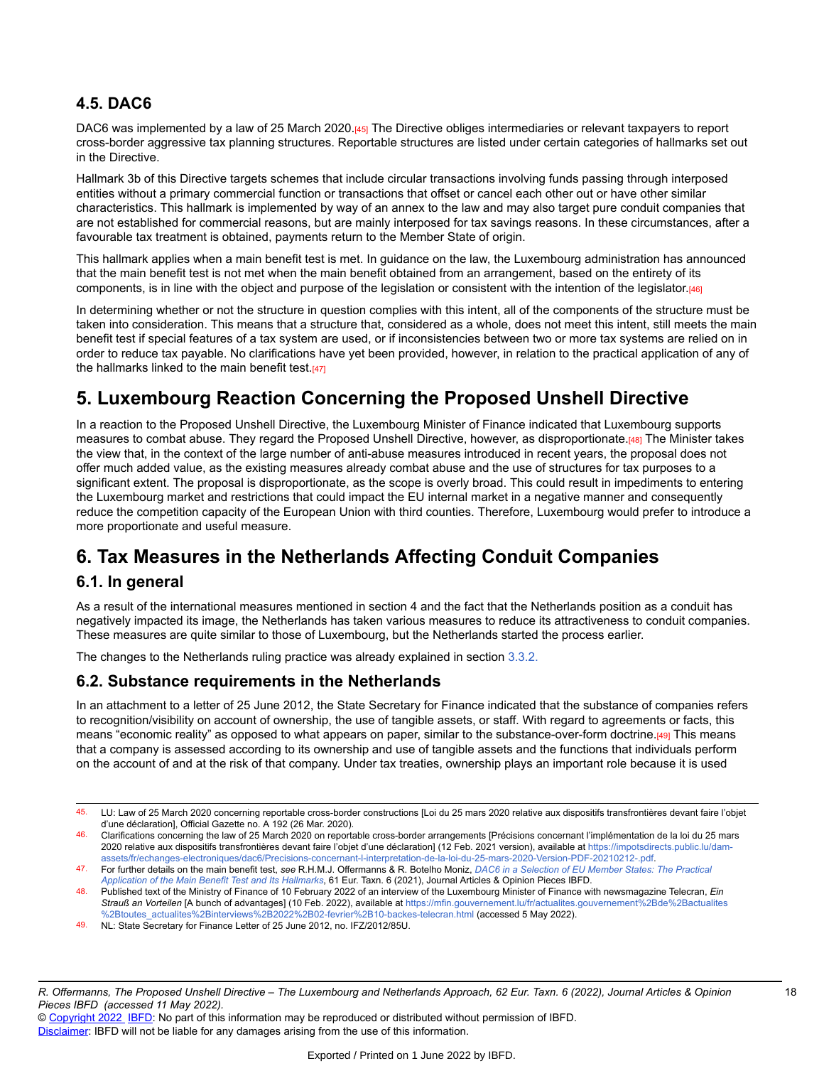### 4.5. DAC6

DAC6 was implemented by a law of 25 March 2020.[45] The Directive obliges intermediaries or relevant taxpayers to report cross-border aggressive tax planning structures. Reportable structures are listed under certain categories of hallmarks set out in the Directive.

Hallmark 3b of this Directive targets schemes that include circular transactions involving funds passing through interposed entities without a primary commercial function or transactions that offset or cancel each other out or have other similar characteristics. This hallmark is implemented by way of an annex to the law and may also target pure conduit companies that are not established for commercial reasons, but are mainly interposed for tax savings reasons. In these circumstances, after a favourable tax treatment is obtained, payments return to the Member State of origin.

This hallmark applies when a main benefit test is met. In guidance on the law, the Luxembourg administration has announced that the main benefit test is not met when the main benefit obtained from an arrangement, based on the entirety of its components, is in line with the object and purpose of the legislation or consistent with the intention of the legislator.[46]

In determining whether or not the structure in question complies with this intent, all of the components of the structure must be taken into consideration. This means that a structure that, considered as a whole, does not meet this intent, still meets the main benefit test if special features of a tax system are used, or if inconsistencies between two or more tax systems are relied on in order to reduce tax payable. No clarifications have yet been provided, however, in relation to the practical application of any of the hallmarks linked to the main benefit test.[47]

## 5. Luxembourg Reaction Concerning the Proposed Unshell Directive

In a reaction to the Proposed Unshell Directive, the Luxembourg Minister of Finance indicated that Luxembourg supports measures to combat abuse. They regard the Proposed Unshell Directive, however, as disproportionate.[48] The Minister takes the view that, in the context of the large number of anti-abuse measures introduced in recent years, the proposal does not offer much added value, as the existing measures already combat abuse and the use of structures for tax purposes to a significant extent. The proposal is disproportionate, as the scope is overly broad. This could result in impediments to entering the Luxembourg market and restrictions that could impact the EU internal market in a negative manner and consequently reduce the competition capacity of the European Union with third counties. Therefore, Luxembourg would prefer to introduce a more proportionate and useful measure.

## 6. Tax Measures in the Netherlands Affecting Conduit Companies

### 6.1. In general

As a result of the international measures mentioned in section 4 and the fact that the Netherlands position as a conduit has negatively impacted its image, the Netherlands has taken various measures to reduce its attractiveness to conduit companies. These measures are quite similar to those of Luxembourg, but the Netherlands started the process earlier.

The changes to the Netherlands ruling practice was already explained in section 3.3.2.

### 6.2. Substance requirements in the Netherlands

In an attachment to a letter of 25 June 2012, the State Secretary for Finance indicated that the substance of companies refers to recognition/visibility on account of ownership, the use of tangible assets, or staff. With regard to agreements or facts, this means "economic reality" as opposed to what appears on paper, similar to the substance-over-form doctrine.[49] This means that a company is assessed according to its ownership and use of tangible assets and the functions that individuals perform on the account of and at the risk of that company. Under tax treaties, ownership plays an important role because it is used

---

45. LU: Law of 25 March 2020 concerning reportable cross-border constructions [Loi du 25 mars 2020 relative aux dispositifs transfrontières devant faire l'objet d'une déclaration], Official Gazette no. A 192 (26 Mar. 2020).
46. Clarifications concerning the law of 25 March 2020 on reportable cross-border arrangements [Précisions concernant l'implémentation de la loi du 25 mars 2020 relative aux dispositifs transfrontières devant faire l'objet d'une déclaration] (12 Feb. 2021 version), available at https://impotsdirects.public.lu/dam-assets/fr/echanges-electroniques/dac6/Precisions-concernant-l-interpretation-de-la-loi-du-25-mars-2020-Version-PDF-20210212-.pdf.
47. For further details on the main benefit test, *see* R.H.M.J. Offermanns & R. Botelho Moniz, *DAC6 in a Selection of EU Member States: The Practical Application of the Main Benefit Test and Its Hallmarks*, 61 Eur. Taxn. 6 (2021), Journal Articles & Opinion Pieces IBFD.
48. Published text of the Ministry of Finance of 10 February 2022 of an interview of the Luxembourg Minister of Finance with newsmagazine Telecran, *Ein Strauß an Vorteilen* [A bunch of advantages] (10 Feb. 2022), available at https://mfin.gouvernement.lu/fr/actualites.gouvernement%2Bde%2Bactualites%2Btoutes_actualites%2Binterviews%2B2022%2B02-fevrier%2B10-backes-telecran.html (accessed 5 May 2022).
49. NL: State Secretary for Finance Letter of 25 June 2012, no. IFZ/2012/85U.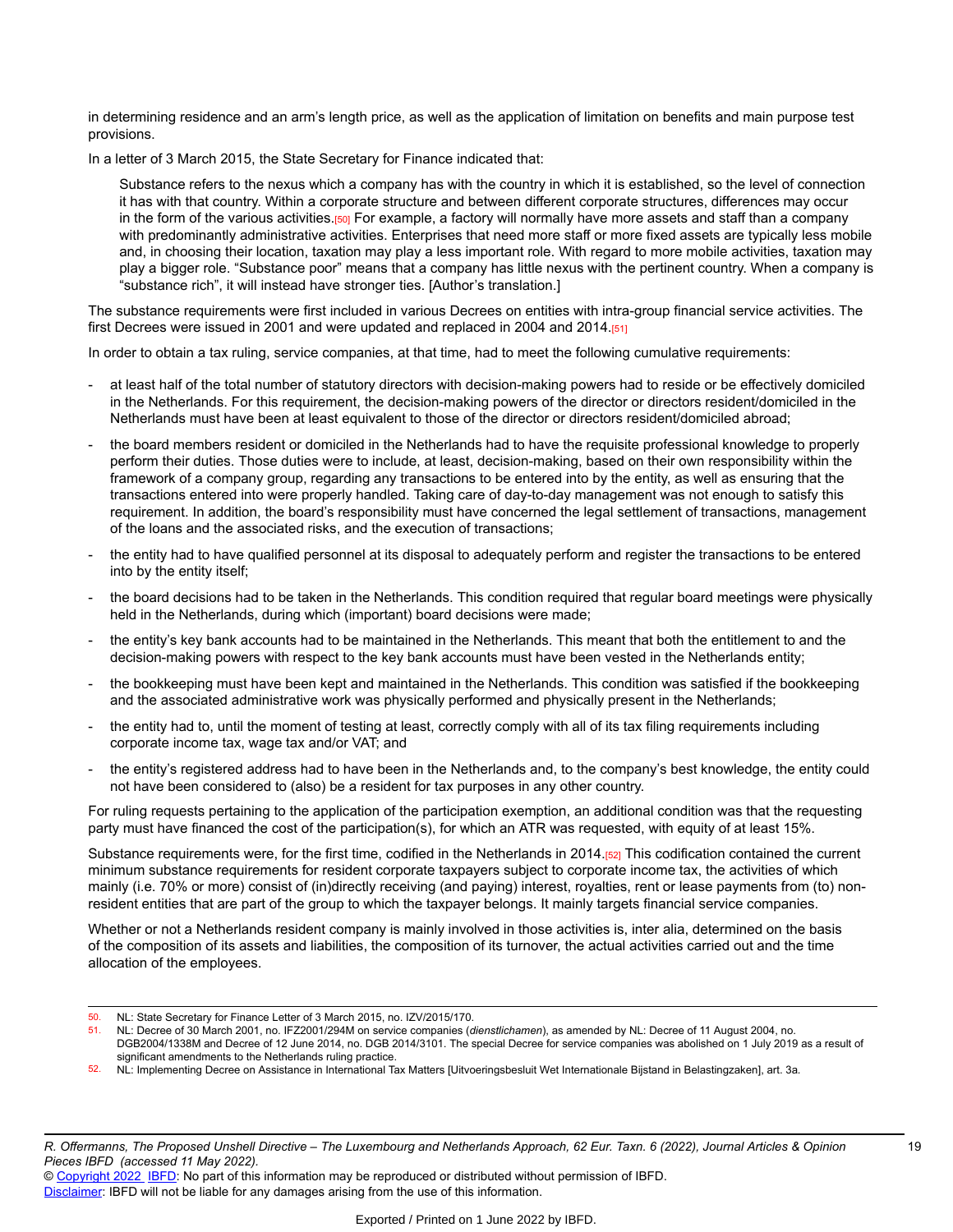in determining residence and an arm's length price, as well as the application of limitation on benefits and main purpose test provisions.

In a letter of 3 March 2015, the State Secretary for Finance indicated that:

> Substance refers to the nexus which a company has with the country in which it is established, so the level of connection it has with that country. Within a corporate structure and between different corporate structures, differences may occur in the form of the various activities.[50] For example, a factory will normally have more assets and staff than a company with predominantly administrative activities. Enterprises that need more staff or more fixed assets are typically less mobile and, in choosing their location, taxation may play a less important role. With regard to more mobile activities, taxation may play a bigger role. "Substance poor" means that a company has little nexus with the pertinent country. When a company is "substance rich", it will instead have stronger ties. [Author's translation.]

The substance requirements were first included in various Decrees on entities with intra-group financial service activities. The first Decrees were issued in 2001 and were updated and replaced in 2004 and 2014.[51]

In order to obtain a tax ruling, service companies, at that time, had to meet the following cumulative requirements:

- at least half of the total number of statutory directors with decision-making powers had to reside or be effectively domiciled in the Netherlands. For this requirement, the decision-making powers of the director or directors resident/domiciled in the Netherlands must have been at least equivalent to those of the director or directors resident/domiciled abroad;
- the board members resident or domiciled in the Netherlands had to have the requisite professional knowledge to properly perform their duties. Those duties were to include, at least, decision-making, based on their own responsibility within the framework of a company group, regarding any transactions to be entered into by the entity, as well as ensuring that the transactions entered into were properly handled. Taking care of day-to-day management was not enough to satisfy this requirement. In addition, the board's responsibility must have concerned the legal settlement of transactions, management of the loans and the associated risks, and the execution of transactions;
- the entity had to have qualified personnel at its disposal to adequately perform and register the transactions to be entered into by the entity itself;
- the board decisions had to be taken in the Netherlands. This condition required that regular board meetings were physically held in the Netherlands, during which (important) board decisions were made;
- the entity's key bank accounts had to be maintained in the Netherlands. This meant that both the entitlement to and the decision-making powers with respect to the key bank accounts must have been vested in the Netherlands entity;
- the bookkeeping must have been kept and maintained in the Netherlands. This condition was satisfied if the bookkeeping and the associated administrative work was physically performed and physically present in the Netherlands;
- the entity had to, until the moment of testing at least, correctly comply with all of its tax filing requirements including corporate income tax, wage tax and/or VAT; and
- the entity's registered address had to have been in the Netherlands and, to the company's best knowledge, the entity could not have been considered to (also) be a resident for tax purposes in any other country.

For ruling requests pertaining to the application of the participation exemption, an additional condition was that the requesting party must have financed the cost of the participation(s), for which an ATR was requested, with equity of at least 15%.

Substance requirements were, for the first time, codified in the Netherlands in 2014.[52] This codification contained the current minimum substance requirements for resident corporate taxpayers subject to corporate income tax, the activities of which mainly (i.e. 70% or more) consist of (in)directly receiving (and paying) interest, royalties, rent or lease payments from (to) non-resident entities that are part of the group to which the taxpayer belongs. It mainly targets financial service companies.

Whether or not a Netherlands resident company is mainly involved in those activities is, inter alia, determined on the basis of the composition of its assets and liabilities, the composition of its turnover, the actual activities carried out and the time allocation of the employees.

---

50. NL: State Secretary for Finance Letter of 3 March 2015, no. IZV/2015/170.
51. NL: Decree of 30 March 2001, no. IFZ2001/294M on service companies (*dienstlichamen*), as amended by NL: Decree of 11 August 2004, no. DGB2004/1338M and Decree of 12 June 2014, no. DGB 2014/3101. The special Decree for service companies was abolished on 1 July 2019 as a result of significant amendments to the Netherlands ruling practice.
52. NL: Implementing Decree on Assistance in International Tax Matters [Uitvoeringsbesluit Wet Internationale Bijstand in Belastingzaken], art. 3a.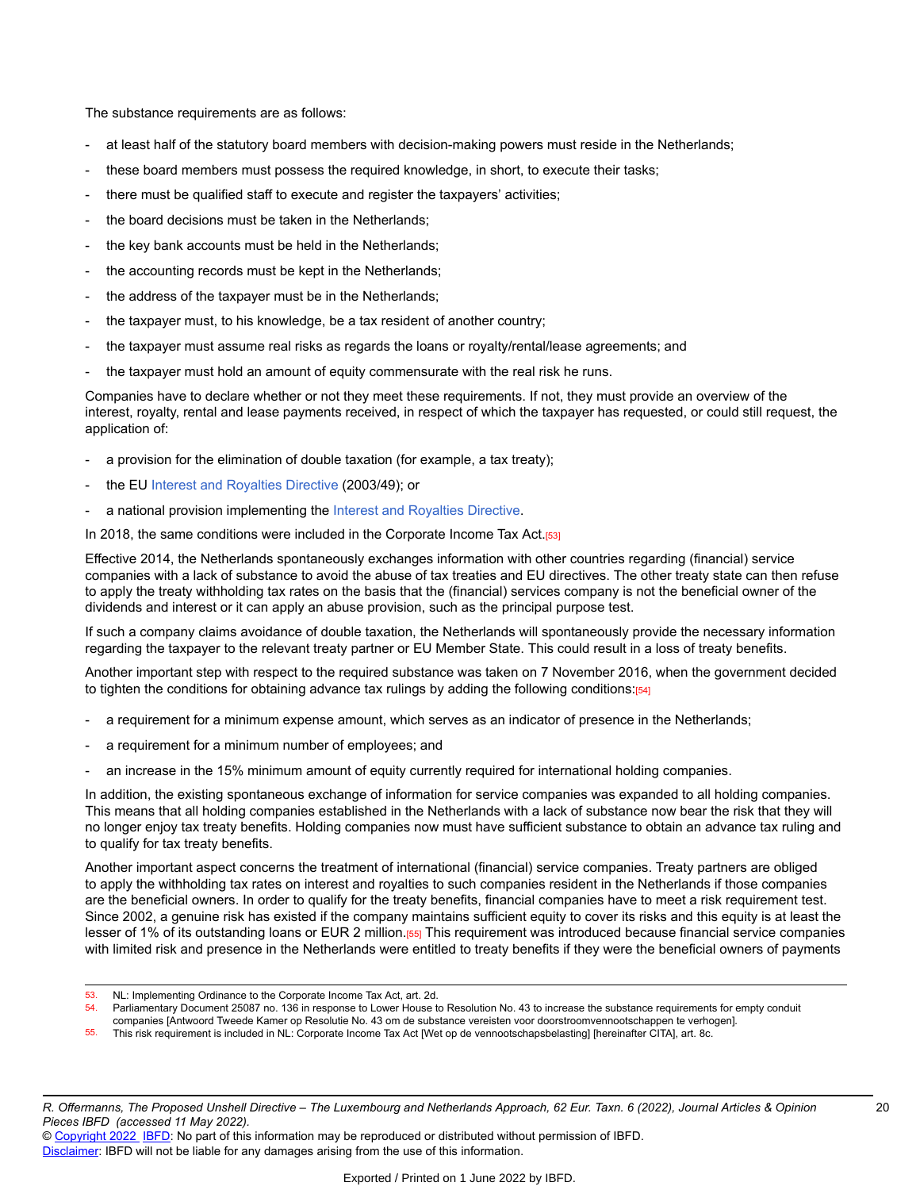The substance requirements are as follows:

- at least half of the statutory board members with decision-making powers must reside in the Netherlands;
- these board members must possess the required knowledge, in short, to execute their tasks;
- there must be qualified staff to execute and register the taxpayers' activities;
- the board decisions must be taken in the Netherlands;
- the key bank accounts must be held in the Netherlands;
- the accounting records must be kept in the Netherlands;
- the address of the taxpayer must be in the Netherlands;
- the taxpayer must, to his knowledge, be a tax resident of another country;
- the taxpayer must assume real risks as regards the loans or royalty/rental/lease agreements; and
- the taxpayer must hold an amount of equity commensurate with the real risk he runs.

Companies have to declare whether or not they meet these requirements. If not, they must provide an overview of the interest, royalty, rental and lease payments received, in respect of which the taxpayer has requested, or could still request, the application of:

- a provision for the elimination of double taxation (for example, a tax treaty);
- the EU Interest and Royalties Directive (2003/49); or
- a national provision implementing the Interest and Royalties Directive.

In 2018, the same conditions were included in the Corporate Income Tax Act.[53]

Effective 2014, the Netherlands spontaneously exchanges information with other countries regarding (financial) service companies with a lack of substance to avoid the abuse of tax treaties and EU directives. The other treaty state can then refuse to apply the treaty withholding tax rates on the basis that the (financial) services company is not the beneficial owner of the dividends and interest or it can apply an abuse provision, such as the principal purpose test.

If such a company claims avoidance of double taxation, the Netherlands will spontaneously provide the necessary information regarding the taxpayer to the relevant treaty partner or EU Member State. This could result in a loss of treaty benefits.

Another important step with respect to the required substance was taken on 7 November 2016, when the government decided to tighten the conditions for obtaining advance tax rulings by adding the following conditions:[54]

- a requirement for a minimum expense amount, which serves as an indicator of presence in the Netherlands;
- a requirement for a minimum number of employees; and
- an increase in the 15% minimum amount of equity currently required for international holding companies.

In addition, the existing spontaneous exchange of information for service companies was expanded to all holding companies. This means that all holding companies established in the Netherlands with a lack of substance now bear the risk that they will no longer enjoy tax treaty benefits. Holding companies now must have sufficient substance to obtain an advance tax ruling and to qualify for tax treaty benefits.

Another important aspect concerns the treatment of international (financial) service companies. Treaty partners are obliged to apply the withholding tax rates on interest and royalties to such companies resident in the Netherlands if those companies are the beneficial owners. In order to qualify for the treaty benefits, financial companies have to meet a risk requirement test. Since 2002, a genuine risk has existed if the company maintains sufficient equity to cover its risks and this equity is at least the lesser of 1% of its outstanding loans or EUR 2 million.[55] This requirement was introduced because financial service companies with limited risk and presence in the Netherlands were entitled to treaty benefits if they were the beneficial owners of payments

---

53. NL: Implementing Ordinance to the Corporate Income Tax Act, art. 2d.
54. Parliamentary Document 25087 no. 136 in response to Lower House to Resolution No. 43 to increase the substance requirements for empty conduit companies [Antwoord Tweede Kamer op Resolutie No. 43 om de substance vereisten voor doorstroomvennootschappen te verhogen].
55. This risk requirement is included in NL: Corporate Income Tax Act [Wet op de vennootschapsbelasting] [hereinafter CITA], art. 8c.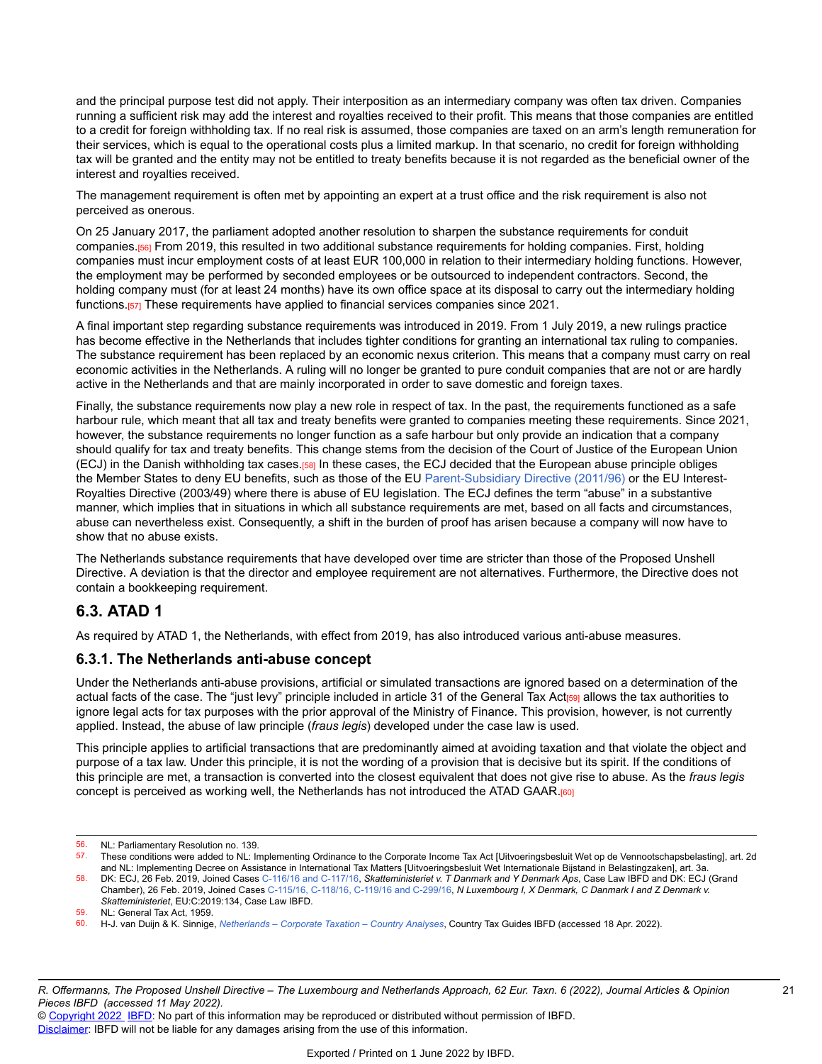and the principal purpose test did not apply. Their interposition as an intermediary company was often tax driven. Companies running a sufficient risk may add the interest and royalties received to their profit. This means that those companies are entitled to a credit for foreign withholding tax. If no real risk is assumed, those companies are taxed on an arm's length remuneration for their services, which is equal to the operational costs plus a limited markup. In that scenario, no credit for foreign withholding tax will be granted and the entity may not be entitled to treaty benefits because it is not regarded as the beneficial owner of the interest and royalties received.

The management requirement is often met by appointing an expert at a trust office and the risk requirement is also not perceived as onerous.

On 25 January 2017, the parliament adopted another resolution to sharpen the substance requirements for conduit companies.[56] From 2019, this resulted in two additional substance requirements for holding companies. First, holding companies must incur employment costs of at least EUR 100,000 in relation to their intermediary holding functions. However, the employment may be performed by seconded employees or be outsourced to independent contractors. Second, the holding company must (for at least 24 months) have its own office space at its disposal to carry out the intermediary holding functions.[57] These requirements have applied to financial services companies since 2021.

A final important step regarding substance requirements was introduced in 2019. From 1 July 2019, a new rulings practice has become effective in the Netherlands that includes tighter conditions for granting an international tax ruling to companies. The substance requirement has been replaced by an economic nexus criterion. This means that a company must carry on real economic activities in the Netherlands. A ruling will no longer be granted to pure conduit companies that are not or are hardly active in the Netherlands and that are mainly incorporated in order to save domestic and foreign taxes.

Finally, the substance requirements now play a new role in respect of tax. In the past, the requirements functioned as a safe harbour rule, which meant that all tax and treaty benefits were granted to companies meeting these requirements. Since 2021, however, the substance requirements no longer function as a safe harbour but only provide an indication that a company should qualify for tax and treaty benefits. This change stems from the decision of the Court of Justice of the European Union (ECJ) in the Danish withholding tax cases.[58] In these cases, the ECJ decided that the European abuse principle obliges the Member States to deny EU benefits, such as those of the EU Parent-Subsidiary Directive (2011/96) or the EU Interest-Royalties Directive (2003/49) where there is abuse of EU legislation. The ECJ defines the term "abuse" in a substantive manner, which implies that in situations in which all substance requirements are met, based on all facts and circumstances, abuse can nevertheless exist. Consequently, a shift in the burden of proof has arisen because a company will now have to show that no abuse exists.

The Netherlands substance requirements that have developed over time are stricter than those of the Proposed Unshell Directive. A deviation is that the director and employee requirement are not alternatives. Furthermore, the Directive does not contain a bookkeeping requirement.

## 6.3. ATAD 1

As required by ATAD 1, the Netherlands, with effect from 2019, has also introduced various anti-abuse measures.

### 6.3.1. The Netherlands anti-abuse concept

Under the Netherlands anti-abuse provisions, artificial or simulated transactions are ignored based on a determination of the actual facts of the case. The "just levy" principle included in article 31 of the General Tax Act[59] allows the tax authorities to ignore legal acts for tax purposes with the prior approval of the Ministry of Finance. This provision, however, is not currently applied. Instead, the abuse of law principle (*fraus legis*) developed under the case law is used.

This principle applies to artificial transactions that are predominantly aimed at avoiding taxation and that violate the object and purpose of a tax law. Under this principle, it is not the wording of a provision that is decisive but its spirit. If the conditions of this principle are met, a transaction is converted into the closest equivalent that does not give rise to abuse. As the *fraus legis* concept is perceived as working well, the Netherlands has not introduced the ATAD GAAR.[60]

---

56. NL: Parliamentary Resolution no. 139.
57. These conditions were added to NL: Implementing Ordinance to the Corporate Income Tax Act [Uitvoeringsbesluit Wet op de Vennootschapsbelasting], art. 2d and NL: Implementing Decree on Assistance in International Tax Matters [Uitvoeringsbesluit Wet Internationale Bijstand in Belastingzaken], art. 3a.
58. DK: ECJ, 26 Feb. 2019, Joined Cases C-116/16 and C-117/16, *Skatteministeriet v. T Danmark and Y Denmark Aps*, Case Law IBFD and DK: ECJ (Grand Chamber), 26 Feb. 2019, Joined Cases C-115/16, C-118/16, C-119/16 and C-299/16, *N Luxembourg I, X Denmark, C Danmark I and Z Denmark v. Skatteministeriet*, EU:C:2019:134, Case Law IBFD.
59. NL: General Tax Act, 1959.
60. H-J. van Duijn & K. Sinnige, *Netherlands – Corporate Taxation – Country Analyses*, Country Tax Guides IBFD (accessed 18 Apr. 2022).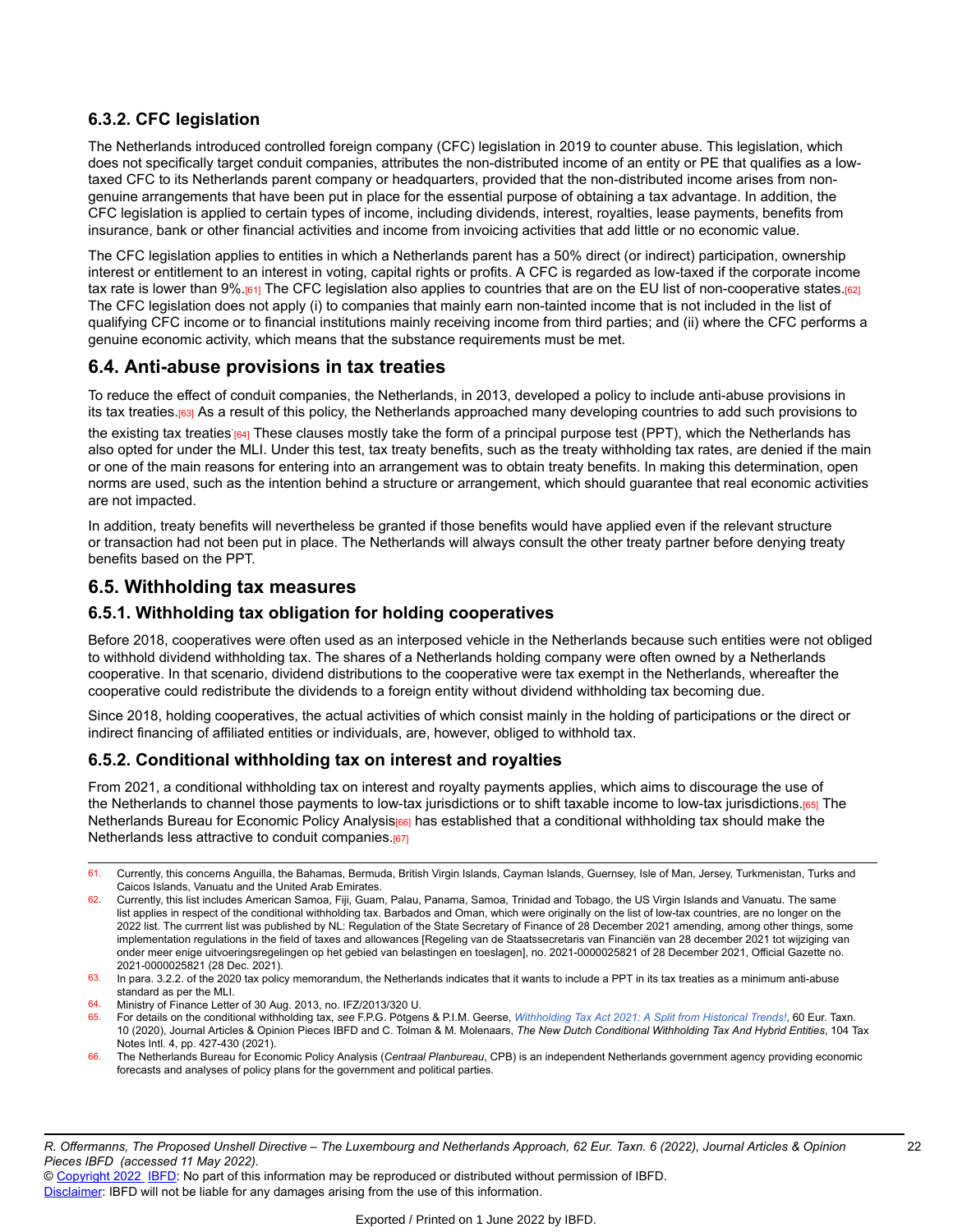### 6.3.2. CFC legislation

The Netherlands introduced controlled foreign company (CFC) legislation in 2019 to counter abuse. This legislation, which does not specifically target conduit companies, attributes the non-distributed income of an entity or PE that qualifies as a low-taxed CFC to its Netherlands parent company or headquarters, provided that the non-distributed income arises from non-genuine arrangements that have been put in place for the essential purpose of obtaining a tax advantage. In addition, the CFC legislation is applied to certain types of income, including dividends, interest, royalties, lease payments, benefits from insurance, bank or other financial activities and income from invoicing activities that add little or no economic value.

The CFC legislation applies to entities in which a Netherlands parent has a 50% direct (or indirect) participation, ownership interest or entitlement to an interest in voting, capital rights or profits. A CFC is regarded as low-taxed if the corporate income tax rate is lower than 9%.[61] The CFC legislation also applies to countries that are on the EU list of non-cooperative states.[62] The CFC legislation does not apply (i) to companies that mainly earn non-tainted income that is not included in the list of qualifying CFC income or to financial institutions mainly receiving income from third parties; and (ii) where the CFC performs a genuine economic activity, which means that the substance requirements must be met.

## 6.4. Anti-abuse provisions in tax treaties

To reduce the effect of conduit companies, the Netherlands, in 2013, developed a policy to include anti-abuse provisions in its tax treaties.[63] As a result of this policy, the Netherlands approached many developing countries to add such provisions to the existing tax treaties[64] These clauses mostly take the form of a principal purpose test (PPT), which the Netherlands has also opted for under the MLI. Under this test, tax treaty benefits, such as the treaty withholding tax rates, are denied if the main or one of the main reasons for entering into an arrangement was to obtain treaty benefits. In making this determination, open norms are used, such as the intention behind a structure or arrangement, which should guarantee that real economic activities are not impacted.

In addition, treaty benefits will nevertheless be granted if those benefits would have applied even if the relevant structure or transaction had not been put in place. The Netherlands will always consult the other treaty partner before denying treaty benefits based on the PPT.

## 6.5. Withholding tax measures

### 6.5.1. Withholding tax obligation for holding cooperatives

Before 2018, cooperatives were often used as an interposed vehicle in the Netherlands because such entities were not obliged to withhold dividend withholding tax. The shares of a Netherlands holding company were often owned by a Netherlands cooperative. In that scenario, dividend distributions to the cooperative were tax exempt in the Netherlands, whereafter the cooperative could redistribute the dividends to a foreign entity without dividend withholding tax becoming due.

Since 2018, holding cooperatives, the actual activities of which consist mainly in the holding of participations or the direct or indirect financing of affiliated entities or individuals, are, however, obliged to withhold tax.

### 6.5.2. Conditional withholding tax on interest and royalties

From 2021, a conditional withholding tax on interest and royalty payments applies, which aims to discourage the use of the Netherlands to channel those payments to low-tax jurisdictions or to shift taxable income to low-tax jurisdictions.[65] The Netherlands Bureau for Economic Policy Analysis[66] has established that a conditional withholding tax should make the Netherlands less attractive to conduit companies.[67]

---

61. Currently, this concerns Anguilla, the Bahamas, Bermuda, British Virgin Islands, Cayman Islands, Guernsey, Isle of Man, Jersey, Turkmenistan, Turks and Caicos Islands, Vanuatu and the United Arab Emirates.

62. Currently, this list includes American Samoa, Fiji, Guam, Palau, Panama, Samoa, Trinidad and Tobago, the US Virgin Islands and Vanuatu. The same list applies in respect of the conditional withholding tax. Barbados and Oman, which were originally on the list of low-tax countries, are no longer on the 2022 list. The currrent list was published by NL: Regulation of the State Secretary of Finance of 28 December 2021 amending, among other things, some implementation regulations in the field of taxes and allowances [Regeling van de Staatssecretaris van Financiën van 28 december 2021 tot wijziging van onder meer enige uitvoeringsregelingen op het gebied van belastingen en toeslagen], no. 2021-0000025821 of 28 December 2021, Official Gazette no. 2021-0000025821 (28 Dec. 2021).

63. In para. 3.2.2. of the 2020 tax policy memorandum, the Netherlands indicates that it wants to include a PPT in its tax treaties as a minimum anti-abuse standard as per the MLI.

64. Ministry of Finance Letter of 30 Aug. 2013, no. IFZ/2013/320 U.

65. For details on the conditional withholding tax, *see* F.P.G. Pötgens & P.I.M. Geerse, *Withholding Tax Act 2021: A Split from Historical Trends!*, 60 Eur. Taxn. 10 (2020), Journal Articles & Opinion Pieces IBFD and C. Tolman & M. Molenaars, *The New Dutch Conditional Withholding Tax And Hybrid Entities*, 104 Tax Notes Intl. 4, pp. 427-430 (2021).

66. The Netherlands Bureau for Economic Policy Analysis (*Centraal Planbureau*, CPB) is an independent Netherlands government agency providing economic forecasts and analyses of policy plans for the government and political parties.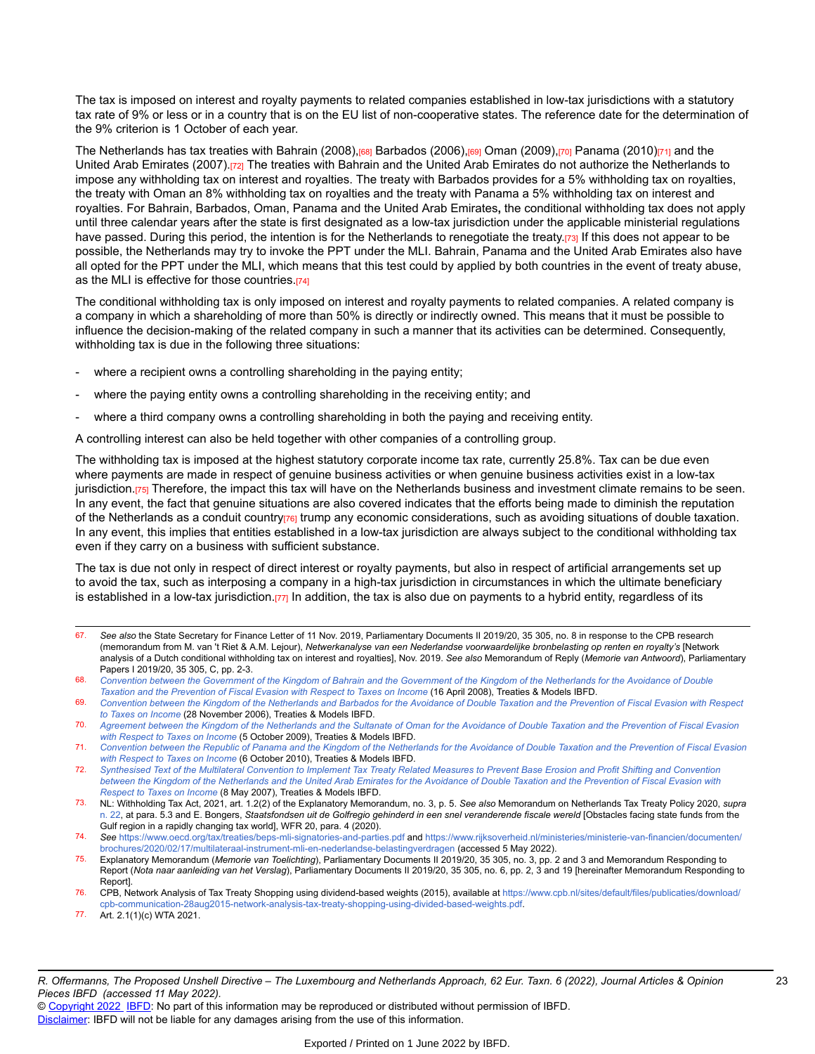The tax is imposed on interest and royalty payments to related companies established in low-tax jurisdictions with a statutory tax rate of 9% or less or in a country that is on the EU list of non-cooperative states. The reference date for the determination of the 9% criterion is 1 October of each year.

The Netherlands has tax treaties with Bahrain (2008),[68] Barbados (2006),[69] Oman (2009),[70] Panama (2010)[71] and the United Arab Emirates (2007).[72] The treaties with Bahrain and the United Arab Emirates do not authorize the Netherlands to impose any withholding tax on interest and royalties. The treaty with Barbados provides for a 5% withholding tax on royalties, the treaty with Oman an 8% withholding tax on royalties and the treaty with Panama a 5% withholding tax on interest and royalties. For Bahrain, Barbados, Oman, Panama and the United Arab Emirates**,** the conditional withholding tax does not apply until three calendar years after the state is first designated as a low-tax jurisdiction under the applicable ministerial regulations have passed. During this period, the intention is for the Netherlands to renegotiate the treaty.[73] If this does not appear to be possible, the Netherlands may try to invoke the PPT under the MLI. Bahrain, Panama and the United Arab Emirates also have all opted for the PPT under the MLI, which means that this test could by applied by both countries in the event of treaty abuse, as the MLI is effective for those countries.[74]

The conditional withholding tax is only imposed on interest and royalty payments to related companies. A related company is a company in which a shareholding of more than 50% is directly or indirectly owned. This means that it must be possible to influence the decision-making of the related company in such a manner that its activities can be determined. Consequently, withholding tax is due in the following three situations:

- where a recipient owns a controlling shareholding in the paying entity;
- where the paying entity owns a controlling shareholding in the receiving entity; and
- where a third company owns a controlling shareholding in both the paying and receiving entity.

A controlling interest can also be held together with other companies of a controlling group.

The withholding tax is imposed at the highest statutory corporate income tax rate, currently 25.8%. Tax can be due even where payments are made in respect of genuine business activities or when genuine business activities exist in a low-tax jurisdiction.[75] Therefore, the impact this tax will have on the Netherlands business and investment climate remains to be seen. In any event, the fact that genuine situations are also covered indicates that the efforts being made to diminish the reputation of the Netherlands as a conduit country[76] trump any economic considerations, such as avoiding situations of double taxation. In any event, this implies that entities established in a low-tax jurisdiction are always subject to the conditional withholding tax even if they carry on a business with sufficient substance.

The tax is due not only in respect of direct interest or royalty payments, but also in respect of artificial arrangements set up to avoid the tax, such as interposing a company in a high-tax jurisdiction in circumstances in which the ultimate beneficiary is established in a low-tax jurisdiction.[77] In addition, the tax is also due on payments to a hybrid entity, regardless of its

---

67. *See also* the State Secretary for Finance Letter of 11 Nov. 2019, Parliamentary Documents II 2019/20, 35 305, no. 8 in response to the CPB research (memorandum from M. van 't Riet & A.M. Lejour), *Netwerkanalyse van een Nederlandse voorwaardelijke bronbelasting op renten en royalty's* [Network analysis of a Dutch conditional withholding tax on interest and royalties], Nov. 2019. *See also* Memorandum of Reply (*Memorie van Antwoord*), Parliamentary Papers I 2019/20, 35 305, C, pp. 2-3.

68. *Convention between the Government of the Kingdom of Bahrain and the Government of the Kingdom of the Netherlands for the Avoidance of Double Taxation and the Prevention of Fiscal Evasion with Respect to Taxes on Income* (16 April 2008), Treaties & Models IBFD.

69. *Convention between the Kingdom of the Netherlands and Barbados for the Avoidance of Double Taxation and the Prevention of Fiscal Evasion with Respect to Taxes on Income* (28 November 2006), Treaties & Models IBFD.

70. *Agreement between the Kingdom of the Netherlands and the Sultanate of Oman for the Avoidance of Double Taxation and the Prevention of Fiscal Evasion with Respect to Taxes on Income* (5 October 2009), Treaties & Models IBFD.

71. *Convention between the Republic of Panama and the Kingdom of the Netherlands for the Avoidance of Double Taxation and the Prevention of Fiscal Evasion with Respect to Taxes on Income* (6 October 2010), Treaties & Models IBFD.

72. *Synthesised Text of the Multilateral Convention to Implement Tax Treaty Related Measures to Prevent Base Erosion and Profit Shifting and Convention between the Kingdom of the Netherlands and the United Arab Emirates for the Avoidance of Double Taxation and the Prevention of Fiscal Evasion with Respect to Taxes on Income* (8 May 2007), Treaties & Models IBFD.

73. NL: Withholding Tax Act, 2021, art. 1.2(2) of the Explanatory Memorandum, no. 3, p. 5. *See also* Memorandum on Netherlands Tax Treaty Policy 2020, *supra* n. 22, at para. 5.3 and E. Bongers, *Staatsfondsen uit de Golfregio gehinderd in een snel veranderende fiscale wereld* [Obstacles facing state funds from the Gulf region in a rapidly changing tax world], WFR 20, para. 4 (2020).

74. *See* https://www.oecd.org/tax/treaties/beps-mli-signatories-and-parties.pdf and https://www.rijksoverheid.nl/ministeries/ministerie-van-financien/documenten/brochures/2020/02/17/multilateraal-instrument-mli-en-nederlandse-belastingverdragen (accessed 5 May 2022).

75. Explanatory Memorandum (*Memorie van Toelichting*), Parliamentary Documents II 2019/20, 35 305, no. 3, pp. 2 and 3 and Memorandum Responding to Report (*Nota naar aanleiding van het Verslag*), Parliamentary Documents II 2019/20, 35 305, no. 6, pp. 2, 3 and 19 [hereinafter Memorandum Responding to Report].

76. CPB, Network Analysis of Tax Treaty Shopping using dividend-based weights (2015), available at https://www.cpb.nl/sites/default/files/publicaties/download/cpb-communication-28aug2015-network-analysis-tax-treaty-shopping-using-divided-based-weights.pdf.

77. Art. 2.1(1)(c) WTA 2021.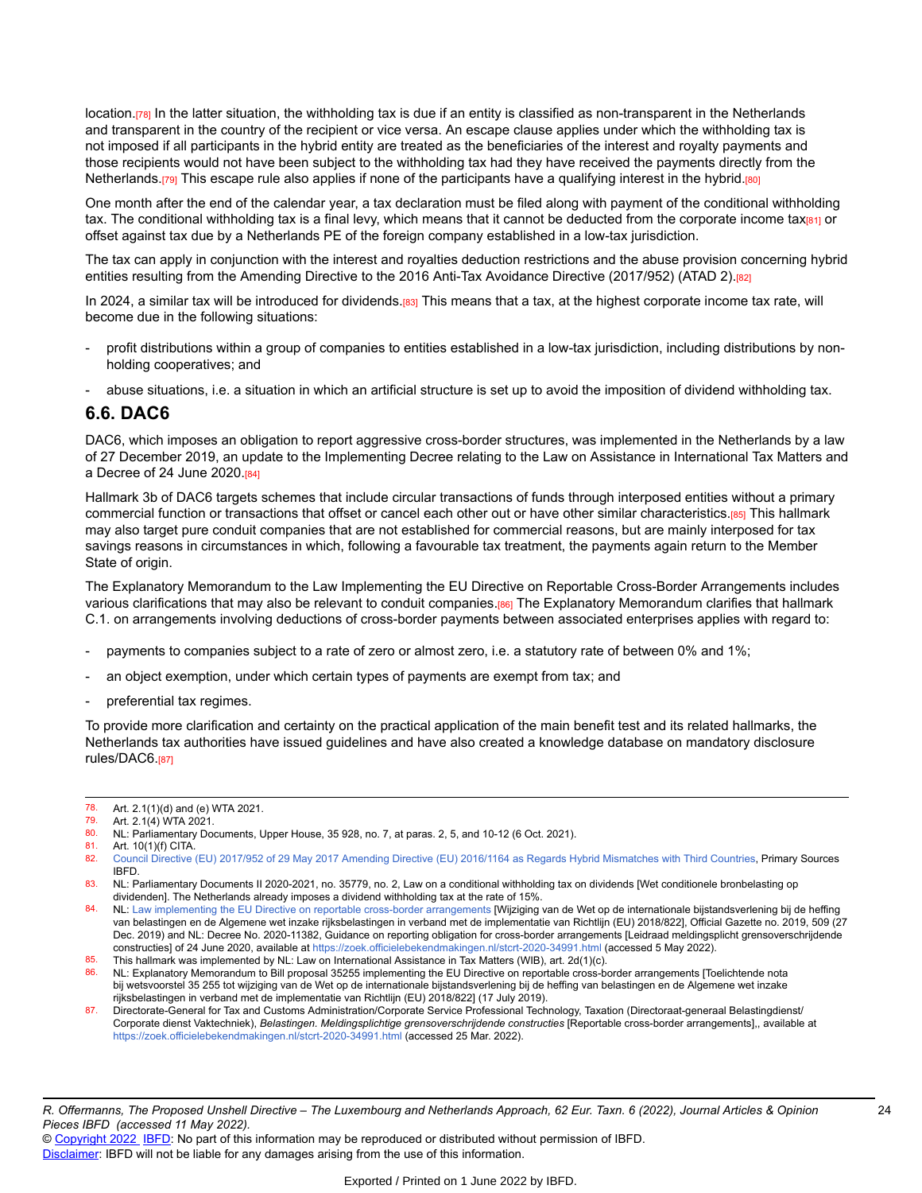location.[78] In the latter situation, the withholding tax is due if an entity is classified as non-transparent in the Netherlands and transparent in the country of the recipient or vice versa. An escape clause applies under which the withholding tax is not imposed if all participants in the hybrid entity are treated as the beneficiaries of the interest and royalty payments and those recipients would not have been subject to the withholding tax had they have received the payments directly from the Netherlands.[79] This escape rule also applies if none of the participants have a qualifying interest in the hybrid.[80]

One month after the end of the calendar year, a tax declaration must be filed along with payment of the conditional withholding tax. The conditional withholding tax is a final levy, which means that it cannot be deducted from the corporate income tax[81] or offset against tax due by a Netherlands PE of the foreign company established in a low-tax jurisdiction.

The tax can apply in conjunction with the interest and royalties deduction restrictions and the abuse provision concerning hybrid entities resulting from the Amending Directive to the 2016 Anti-Tax Avoidance Directive (2017/952) (ATAD 2).[82]

In 2024, a similar tax will be introduced for dividends.[83] This means that a tax, at the highest corporate income tax rate, will become due in the following situations:

- profit distributions within a group of companies to entities established in a low-tax jurisdiction, including distributions by non-holding cooperatives; and
- abuse situations, i.e. a situation in which an artificial structure is set up to avoid the imposition of dividend withholding tax.

## 6.6. DAC6

DAC6, which imposes an obligation to report aggressive cross-border structures, was implemented in the Netherlands by a law of 27 December 2019, an update to the Implementing Decree relating to the Law on Assistance in International Tax Matters and a Decree of 24 June 2020.[84]

Hallmark 3b of DAC6 targets schemes that include circular transactions of funds through interposed entities without a primary commercial function or transactions that offset or cancel each other out or have other similar characteristics.[85] This hallmark may also target pure conduit companies that are not established for commercial reasons, but are mainly interposed for tax savings reasons in circumstances in which, following a favourable tax treatment, the payments again return to the Member State of origin.

The Explanatory Memorandum to the Law Implementing the EU Directive on Reportable Cross-Border Arrangements includes various clarifications that may also be relevant to conduit companies.[86] The Explanatory Memorandum clarifies that hallmark C.1. on arrangements involving deductions of cross-border payments between associated enterprises applies with regard to:

- payments to companies subject to a rate of zero or almost zero, i.e. a statutory rate of between 0% and 1%;
- an object exemption, under which certain types of payments are exempt from tax; and
- preferential tax regimes.

To provide more clarification and certainty on the practical application of the main benefit test and its related hallmarks, the Netherlands tax authorities have issued guidelines and have also created a knowledge database on mandatory disclosure rules/DAC6.[87]

---

78. Art. 2.1(1)(d) and (e) WTA 2021.
79. Art. 2.1(4) WTA 2021.
80. NL: Parliamentary Documents, Upper House, 35 928, no. 7, at paras. 2, 5, and 10-12 (6 Oct. 2021).
81. Art. 10(1)(f) CITA.
82. Council Directive (EU) 2017/952 of 29 May 2017 Amending Directive (EU) 2016/1164 as Regards Hybrid Mismatches with Third Countries, Primary Sources IBFD.
83. NL: Parliamentary Documents II 2020-2021, no. 35779, no. 2, Law on a conditional withholding tax on dividends [Wet conditionele bronbelasting op dividenden]. The Netherlands already imposes a dividend withholding tax at the rate of 15%.
84. NL: Law implementing the EU Directive on reportable cross-border arrangements [Wijziging van de Wet op de internationale bijstandsverlening bij de heffing van belastingen en de Algemene wet inzake rijksbelastingen in verband met de implementatie van Richtlijn (EU) 2018/822], Official Gazette no. 2019, 509 (27 Dec. 2019) and NL: Decree No. 2020-11382, Guidance on reporting obligation for cross-border arrangements [Leidraad meldingsplicht grensoverschrijdende constructies] of 24 June 2020, available at https://zoek.officielebekendmakingen.nl/stcrt-2020-34991.html (accessed 5 May 2022).
85. This hallmark was implemented by NL: Law on International Assistance in Tax Matters (WIB), art. 2d(1)(c).
86. NL: Explanatory Memorandum to Bill proposal 35255 implementing the EU Directive on reportable cross-border arrangements [Toelichtende nota bij wetsvoorstel 35 255 tot wijziging van de Wet op de internationale bijstandsverlening bij de heffing van belastingen en de Algemene wet inzake rijksbelastingen in verband met de implementatie van Richtlijn (EU) 2018/822] (17 July 2019).
87. Directorate-General for Tax and Customs Administration/Corporate Service Professional Technology, Taxation (Directoraat-generaal Belastingdienst/Corporate dienst Vaktechniek), *Belastingen. Meldingsplichtige grensoverschrijdende constructies* [Reportable cross-border arrangements],, available at https://zoek.officielebekendmakingen.nl/stcrt-2020-34991.html (accessed 25 Mar. 2022).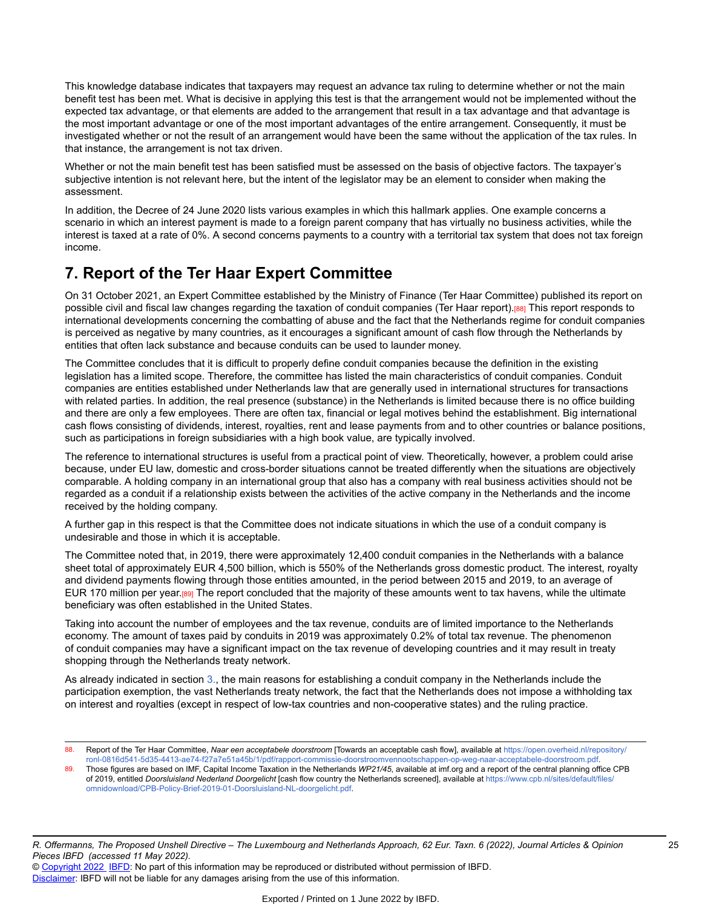This knowledge database indicates that taxpayers may request an advance tax ruling to determine whether or not the main benefit test has been met. What is decisive in applying this test is that the arrangement would not be implemented without the expected tax advantage, or that elements are added to the arrangement that result in a tax advantage and that advantage is the most important advantage or one of the most important advantages of the entire arrangement. Consequently, it must be investigated whether or not the result of an arrangement would have been the same without the application of the tax rules. In that instance, the arrangement is not tax driven.

Whether or not the main benefit test has been satisfied must be assessed on the basis of objective factors. The taxpayer's subjective intention is not relevant here, but the intent of the legislator may be an element to consider when making the assessment.

In addition, the Decree of 24 June 2020 lists various examples in which this hallmark applies. One example concerns a scenario in which an interest payment is made to a foreign parent company that has virtually no business activities, while the interest is taxed at a rate of 0%. A second concerns payments to a country with a territorial tax system that does not tax foreign income.

## 7. Report of the Ter Haar Expert Committee

On 31 October 2021, an Expert Committee established by the Ministry of Finance (Ter Haar Committee) published its report on possible civil and fiscal law changes regarding the taxation of conduit companies (Ter Haar report).[88] This report responds to international developments concerning the combatting of abuse and the fact that the Netherlands regime for conduit companies is perceived as negative by many countries, as it encourages a significant amount of cash flow through the Netherlands by entities that often lack substance and because conduits can be used to launder money.

The Committee concludes that it is difficult to properly define conduit companies because the definition in the existing legislation has a limited scope. Therefore, the committee has listed the main characteristics of conduit companies. Conduit companies are entities established under Netherlands law that are generally used in international structures for transactions with related parties. In addition, the real presence (substance) in the Netherlands is limited because there is no office building and there are only a few employees. There are often tax, financial or legal motives behind the establishment. Big international cash flows consisting of dividends, interest, royalties, rent and lease payments from and to other countries or balance positions, such as participations in foreign subsidiaries with a high book value, are typically involved.

The reference to international structures is useful from a practical point of view. Theoretically, however, a problem could arise because, under EU law, domestic and cross-border situations cannot be treated differently when the situations are objectively comparable. A holding company in an international group that also has a company with real business activities should not be regarded as a conduit if a relationship exists between the activities of the active company in the Netherlands and the income received by the holding company.

A further gap in this respect is that the Committee does not indicate situations in which the use of a conduit company is undesirable and those in which it is acceptable.

The Committee noted that, in 2019, there were approximately 12,400 conduit companies in the Netherlands with a balance sheet total of approximately EUR 4,500 billion, which is 550% of the Netherlands gross domestic product. The interest, royalty and dividend payments flowing through those entities amounted, in the period between 2015 and 2019, to an average of EUR 170 million per year.[89] The report concluded that the majority of these amounts went to tax havens, while the ultimate beneficiary was often established in the United States.

Taking into account the number of employees and the tax revenue, conduits are of limited importance to the Netherlands economy. The amount of taxes paid by conduits in 2019 was approximately 0.2% of total tax revenue. The phenomenon of conduit companies may have a significant impact on the tax revenue of developing countries and it may result in treaty shopping through the Netherlands treaty network.

As already indicated in section 3., the main reasons for establishing a conduit company in the Netherlands include the participation exemption, the vast Netherlands treaty network, the fact that the Netherlands does not impose a withholding tax on interest and royalties (except in respect of low-tax countries and non-cooperative states) and the ruling practice.

---

88. Report of the Ter Haar Committee, *Naar een acceptabele doorstroom* [Towards an acceptable cash flow], available at https://open.overheid.nl/repository/ronl-0816d541-5d35-4413-ae74-f27a7e51a45b/1/pdf/rapport-commissie-doorstroomvennootschappen-op-weg-naar-acceptabele-doorstroom.pdf.

89. Those figures are based on IMF, Capital Income Taxation in the Netherlands *WP21/45*, available at imf.org and a report of the central planning office CPB of 2019, entitled *Doorsluisland Nederland Doorgelicht* [cash flow country the Netherlands screened], available at https://www.cpb.nl/sites/default/files/omnidownload/CPB-Policy-Brief-2019-01-Doorsluisland-NL-doorgelicht.pdf.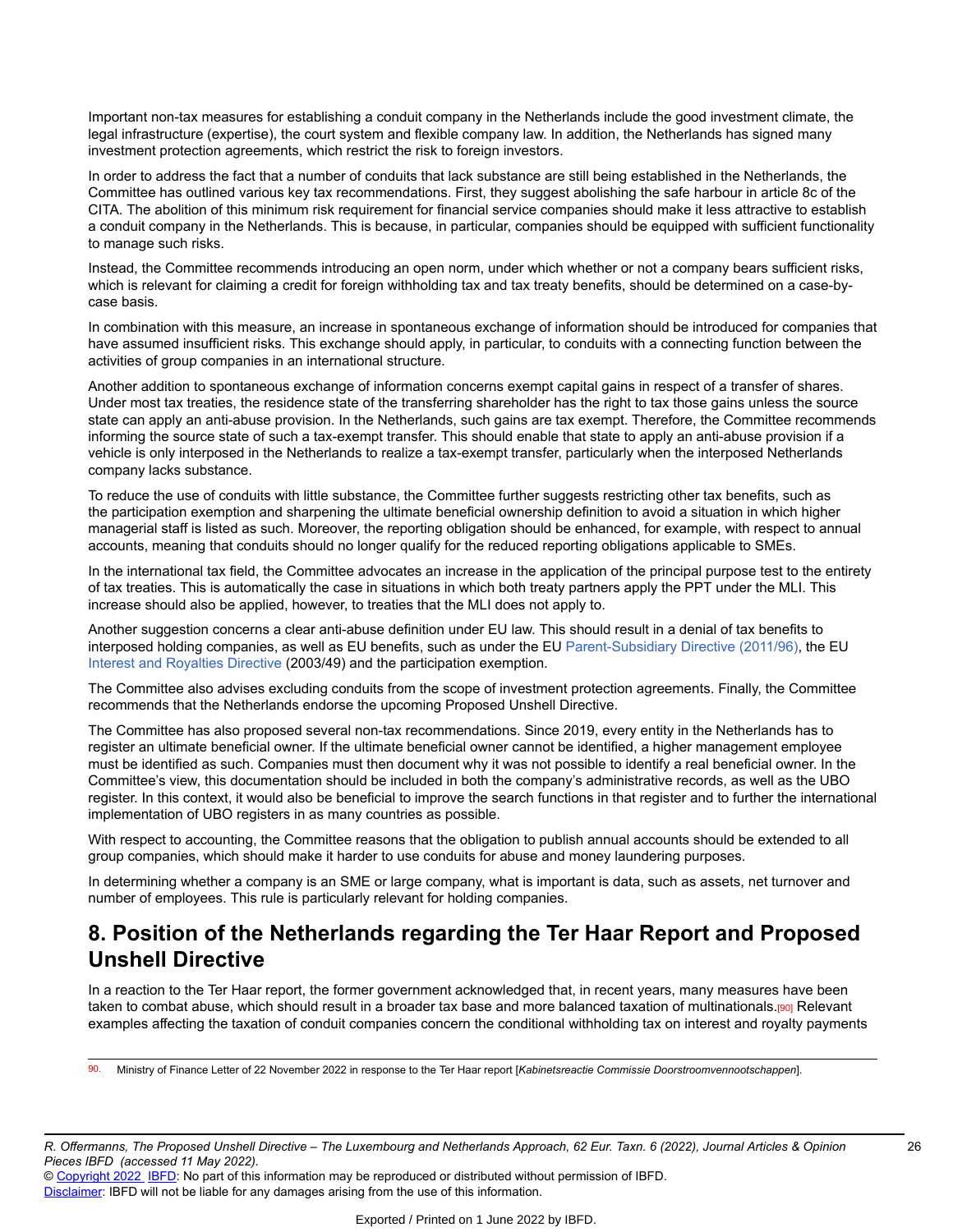Important non-tax measures for establishing a conduit company in the Netherlands include the good investment climate, the legal infrastructure (expertise), the court system and flexible company law. In addition, the Netherlands has signed many investment protection agreements, which restrict the risk to foreign investors.

In order to address the fact that a number of conduits that lack substance are still being established in the Netherlands, the Committee has outlined various key tax recommendations. First, they suggest abolishing the safe harbour in article 8c of the CITA. The abolition of this minimum risk requirement for financial service companies should make it less attractive to establish a conduit company in the Netherlands. This is because, in particular, companies should be equipped with sufficient functionality to manage such risks.

Instead, the Committee recommends introducing an open norm, under which whether or not a company bears sufficient risks, which is relevant for claiming a credit for foreign withholding tax and tax treaty benefits, should be determined on a case-by-case basis.

In combination with this measure, an increase in spontaneous exchange of information should be introduced for companies that have assumed insufficient risks. This exchange should apply, in particular, to conduits with a connecting function between the activities of group companies in an international structure.

Another addition to spontaneous exchange of information concerns exempt capital gains in respect of a transfer of shares. Under most tax treaties, the residence state of the transferring shareholder has the right to tax those gains unless the source state can apply an anti-abuse provision. In the Netherlands, such gains are tax exempt. Therefore, the Committee recommends informing the source state of such a tax-exempt transfer. This should enable that state to apply an anti-abuse provision if a vehicle is only interposed in the Netherlands to realize a tax-exempt transfer, particularly when the interposed Netherlands company lacks substance.

To reduce the use of conduits with little substance, the Committee further suggests restricting other tax benefits, such as the participation exemption and sharpening the ultimate beneficial ownership definition to avoid a situation in which higher managerial staff is listed as such. Moreover, the reporting obligation should be enhanced, for example, with respect to annual accounts, meaning that conduits should no longer qualify for the reduced reporting obligations applicable to SMEs.

In the international tax field, the Committee advocates an increase in the application of the principal purpose test to the entirety of tax treaties. This is automatically the case in situations in which both treaty partners apply the PPT under the MLI. This increase should also be applied, however, to treaties that the MLI does not apply to.

Another suggestion concerns a clear anti-abuse definition under EU law. This should result in a denial of tax benefits to interposed holding companies, as well as EU benefits, such as under the EU Parent-Subsidiary Directive (2011/96), the EU Interest and Royalties Directive (2003/49) and the participation exemption.

The Committee also advises excluding conduits from the scope of investment protection agreements. Finally, the Committee recommends that the Netherlands endorse the upcoming Proposed Unshell Directive.

The Committee has also proposed several non-tax recommendations. Since 2019, every entity in the Netherlands has to register an ultimate beneficial owner. If the ultimate beneficial owner cannot be identified, a higher management employee must be identified as such. Companies must then document why it was not possible to identify a real beneficial owner. In the Committee's view, this documentation should be included in both the company's administrative records, as well as the UBO register. In this context, it would also be beneficial to improve the search functions in that register and to further the international implementation of UBO registers in as many countries as possible.

With respect to accounting, the Committee reasons that the obligation to publish annual accounts should be extended to all group companies, which should make it harder to use conduits for abuse and money laundering purposes.

In determining whether a company is an SME or large company, what is important is data, such as assets, net turnover and number of employees. This rule is particularly relevant for holding companies.

# 8. Position of the Netherlands regarding the Ter Haar Report and Proposed Unshell Directive

In a reaction to the Ter Haar report, the former government acknowledged that, in recent years, many measures have been taken to combat abuse, which should result in a broader tax base and more balanced taxation of multinationals.[90] Relevant examples affecting the taxation of conduit companies concern the conditional withholding tax on interest and royalty payments

---

90. Ministry of Finance Letter of 22 November 2022 in response to the Ter Haar report [*Kabinetsreactie Commissie Doorstroomvennootschappen*].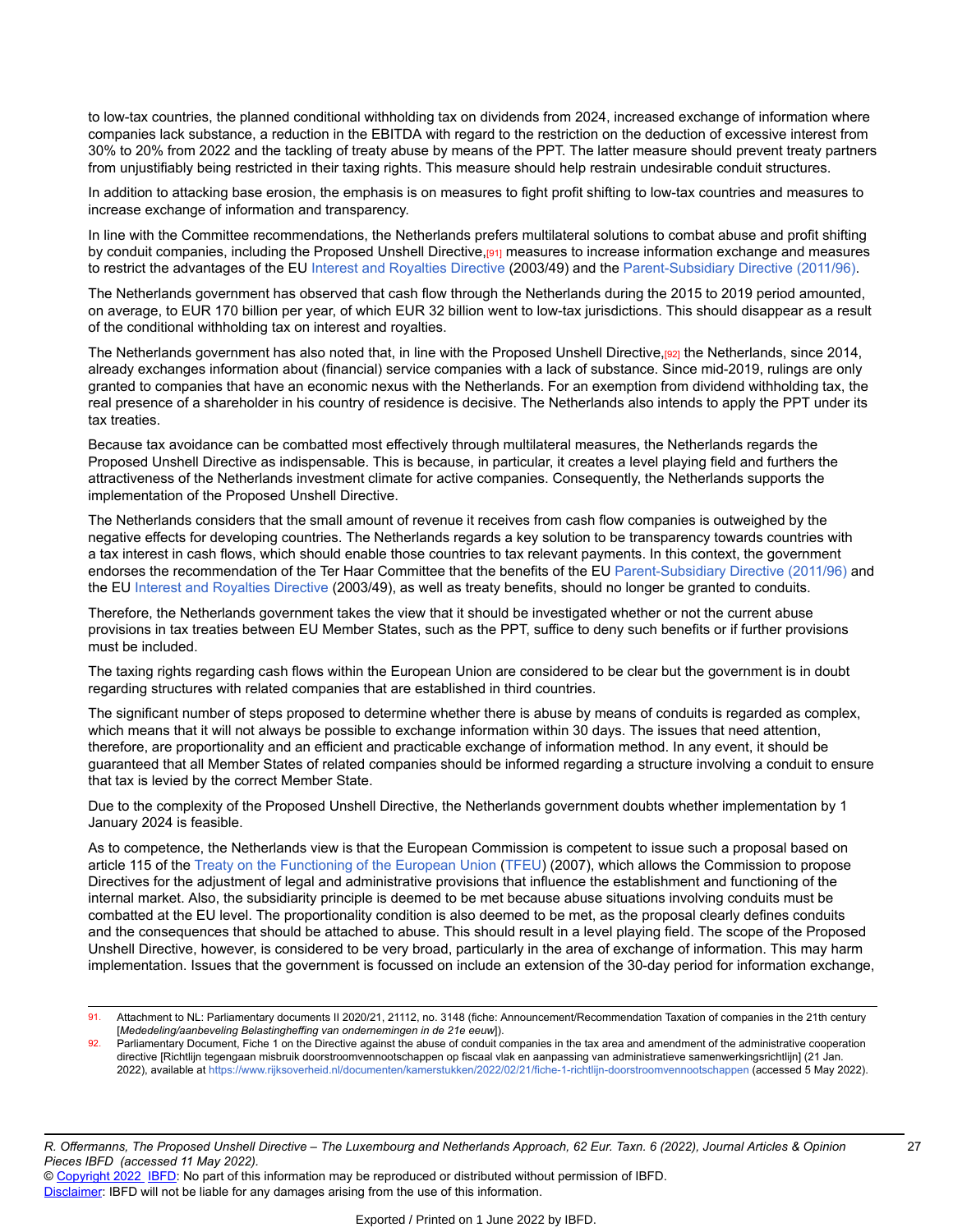to low-tax countries, the planned conditional withholding tax on dividends from 2024, increased exchange of information where companies lack substance, a reduction in the EBITDA with regard to the restriction on the deduction of excessive interest from 30% to 20% from 2022 and the tackling of treaty abuse by means of the PPT. The latter measure should prevent treaty partners from unjustifiably being restricted in their taxing rights. This measure should help restrain undesirable conduit structures.

In addition to attacking base erosion, the emphasis is on measures to fight profit shifting to low-tax countries and measures to increase exchange of information and transparency.

In line with the Committee recommendations, the Netherlands prefers multilateral solutions to combat abuse and profit shifting by conduit companies, including the Proposed Unshell Directive,[91] measures to increase information exchange and measures to restrict the advantages of the EU Interest and Royalties Directive (2003/49) and the Parent-Subsidiary Directive (2011/96).

The Netherlands government has observed that cash flow through the Netherlands during the 2015 to 2019 period amounted, on average, to EUR 170 billion per year, of which EUR 32 billion went to low-tax jurisdictions. This should disappear as a result of the conditional withholding tax on interest and royalties.

The Netherlands government has also noted that, in line with the Proposed Unshell Directive,[92] the Netherlands, since 2014, already exchanges information about (financial) service companies with a lack of substance. Since mid-2019, rulings are only granted to companies that have an economic nexus with the Netherlands. For an exemption from dividend withholding tax, the real presence of a shareholder in his country of residence is decisive. The Netherlands also intends to apply the PPT under its tax treaties.

Because tax avoidance can be combatted most effectively through multilateral measures, the Netherlands regards the Proposed Unshell Directive as indispensable. This is because, in particular, it creates a level playing field and furthers the attractiveness of the Netherlands investment climate for active companies. Consequently, the Netherlands supports the implementation of the Proposed Unshell Directive.

The Netherlands considers that the small amount of revenue it receives from cash flow companies is outweighed by the negative effects for developing countries. The Netherlands regards a key solution to be transparency towards countries with a tax interest in cash flows, which should enable those countries to tax relevant payments. In this context, the government endorses the recommendation of the Ter Haar Committee that the benefits of the EU Parent-Subsidiary Directive (2011/96) and the EU Interest and Royalties Directive (2003/49), as well as treaty benefits, should no longer be granted to conduits.

Therefore, the Netherlands government takes the view that it should be investigated whether or not the current abuse provisions in tax treaties between EU Member States, such as the PPT, suffice to deny such benefits or if further provisions must be included.

The taxing rights regarding cash flows within the European Union are considered to be clear but the government is in doubt regarding structures with related companies that are established in third countries.

The significant number of steps proposed to determine whether there is abuse by means of conduits is regarded as complex, which means that it will not always be possible to exchange information within 30 days. The issues that need attention, therefore, are proportionality and an efficient and practicable exchange of information method. In any event, it should be guaranteed that all Member States of related companies should be informed regarding a structure involving a conduit to ensure that tax is levied by the correct Member State.

Due to the complexity of the Proposed Unshell Directive, the Netherlands government doubts whether implementation by 1 January 2024 is feasible.

As to competence, the Netherlands view is that the European Commission is competent to issue such a proposal based on article 115 of the Treaty on the Functioning of the European Union (TFEU) (2007), which allows the Commission to propose Directives for the adjustment of legal and administrative provisions that influence the establishment and functioning of the internal market. Also, the subsidiarity principle is deemed to be met because abuse situations involving conduits must be combatted at the EU level. The proportionality condition is also deemed to be met, as the proposal clearly defines conduits and the consequences that should be attached to abuse. This should result in a level playing field. The scope of the Proposed Unshell Directive, however, is considered to be very broad, particularly in the area of exchange of information. This may harm implementation. Issues that the government is focussed on include an extension of the 30-day period for information exchange,

---

91. Attachment to NL: Parliamentary documents II 2020/21, 21112, no. 3148 (fiche: Announcement/Recommendation Taxation of companies in the 21th century [*Mededeling/aanbeveling Belastingheffing van ondernemingen in de 21e eeuw*]).

92. Parliamentary Document, Fiche 1 on the Directive against the abuse of conduit companies in the tax area and amendment of the administrative cooperation directive [Richtlijn tegengaan misbruik doorstroomvennootschappen op fiscaal vlak en aanpassing van administratieve samenwerkingsrichtlijn] (21 Jan. 2022), available at https://www.rijksoverheid.nl/documenten/kamerstukken/2022/02/21/fiche-1-richtlijn-doorstroomvennootschappen (accessed 5 May 2022).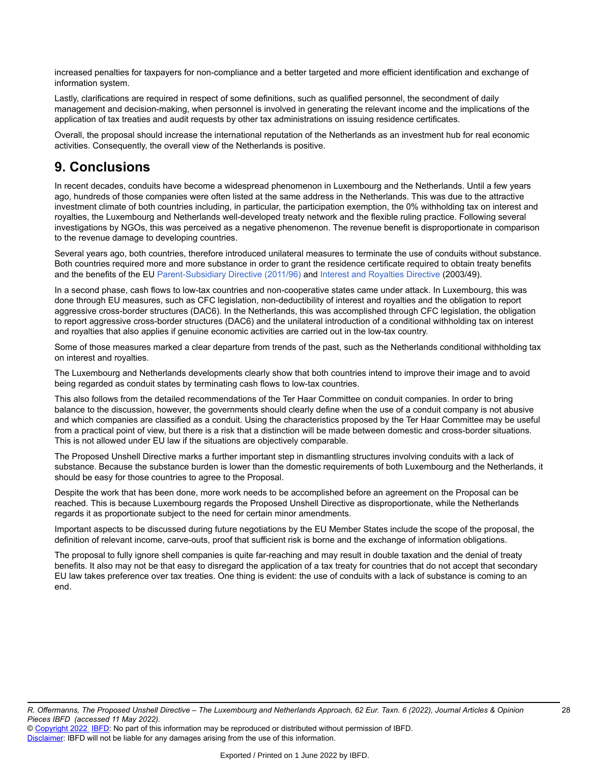increased penalties for taxpayers for non-compliance and a better targeted and more efficient identification and exchange of information system.

Lastly, clarifications are required in respect of some definitions, such as qualified personnel, the secondment of daily management and decision-making, when personnel is involved in generating the relevant income and the implications of the application of tax treaties and audit requests by other tax administrations on issuing residence certificates.

Overall, the proposal should increase the international reputation of the Netherlands as an investment hub for real economic activities. Consequently, the overall view of the Netherlands is positive.

## 9. Conclusions

In recent decades, conduits have become a widespread phenomenon in Luxembourg and the Netherlands. Until a few years ago, hundreds of those companies were often listed at the same address in the Netherlands. This was due to the attractive investment climate of both countries including, in particular, the participation exemption, the 0% withholding tax on interest and royalties, the Luxembourg and Netherlands well-developed treaty network and the flexible ruling practice. Following several investigations by NGOs, this was perceived as a negative phenomenon. The revenue benefit is disproportionate in comparison to the revenue damage to developing countries.

Several years ago, both countries, therefore introduced unilateral measures to terminate the use of conduits without substance. Both countries required more and more substance in order to grant the residence certificate required to obtain treaty benefits and the benefits of the EU Parent-Subsidiary Directive (2011/96) and Interest and Royalties Directive (2003/49).

In a second phase, cash flows to low-tax countries and non-cooperative states came under attack. In Luxembourg, this was done through EU measures, such as CFC legislation, non-deductibility of interest and royalties and the obligation to report aggressive cross-border structures (DAC6). In the Netherlands, this was accomplished through CFC legislation, the obligation to report aggressive cross-border structures (DAC6) and the unilateral introduction of a conditional withholding tax on interest and royalties that also applies if genuine economic activities are carried out in the low-tax country.

Some of those measures marked a clear departure from trends of the past, such as the Netherlands conditional withholding tax on interest and royalties.

The Luxembourg and Netherlands developments clearly show that both countries intend to improve their image and to avoid being regarded as conduit states by terminating cash flows to low-tax countries.

This also follows from the detailed recommendations of the Ter Haar Committee on conduit companies. In order to bring balance to the discussion, however, the governments should clearly define when the use of a conduit company is not abusive and which companies are classified as a conduit. Using the characteristics proposed by the Ter Haar Committee may be useful from a practical point of view, but there is a risk that a distinction will be made between domestic and cross-border situations. This is not allowed under EU law if the situations are objectively comparable.

The Proposed Unshell Directive marks a further important step in dismantling structures involving conduits with a lack of substance. Because the substance burden is lower than the domestic requirements of both Luxembourg and the Netherlands, it should be easy for those countries to agree to the Proposal.

Despite the work that has been done, more work needs to be accomplished before an agreement on the Proposal can be reached. This is because Luxembourg regards the Proposed Unshell Directive as disproportionate, while the Netherlands regards it as proportionate subject to the need for certain minor amendments.

Important aspects to be discussed during future negotiations by the EU Member States include the scope of the proposal, the definition of relevant income, carve-outs, proof that sufficient risk is borne and the exchange of information obligations.

The proposal to fully ignore shell companies is quite far-reaching and may result in double taxation and the denial of treaty benefits. It also may not be that easy to disregard the application of a tax treaty for countries that do not accept that secondary EU law takes preference over tax treaties. One thing is evident: the use of conduits with a lack of substance is coming to an end.